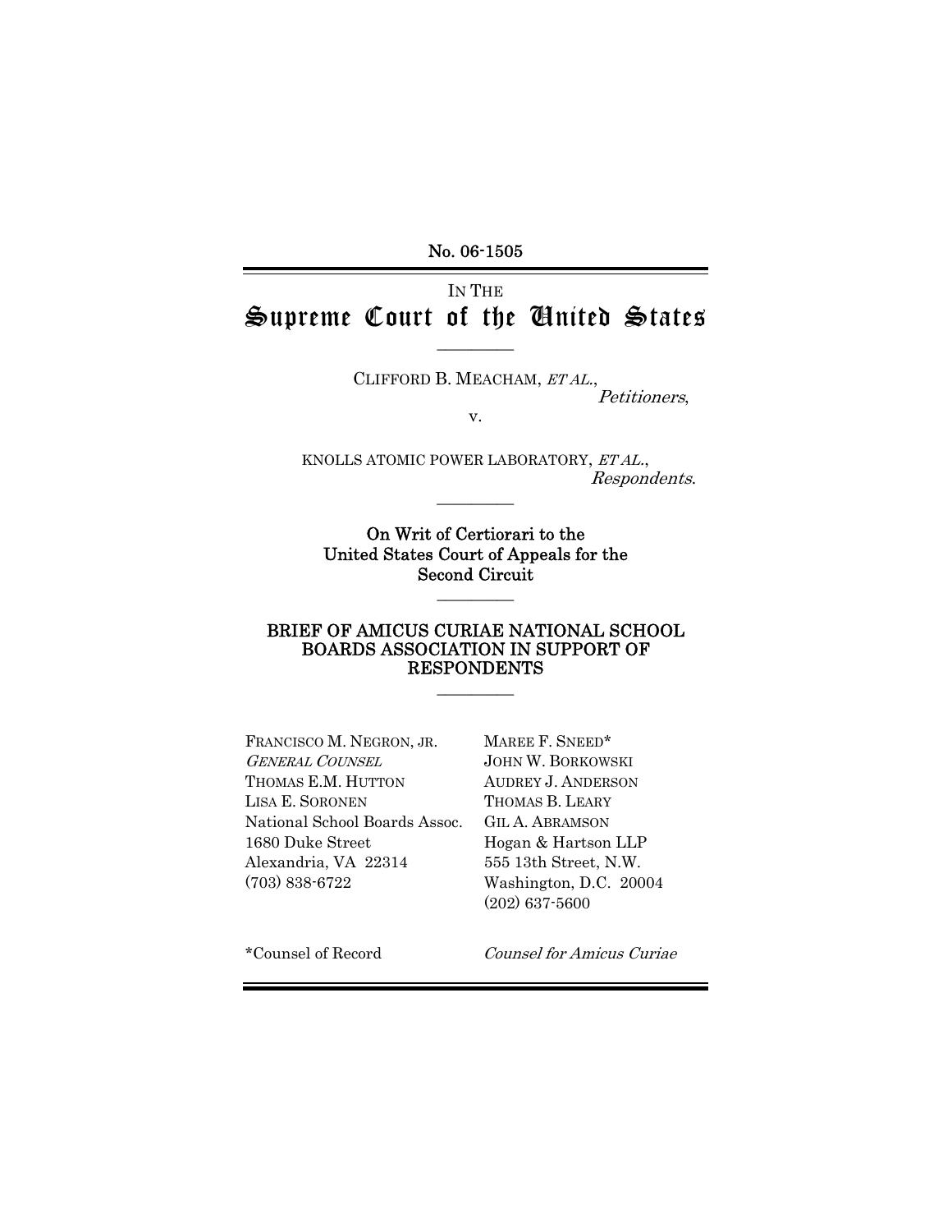No. 06-1505

IN THE

# Supreme Court of the United States

---

CLIFFORD B. MEACHAM, *ET AL.*,

*Petitioners*,

v.

KNOLLS ATOMIC POWER LABORATORY, *ET AL.*,

*Respondents*.

---

**On Writ of Certiorari to the United States Court of Appeals for the Second Circuit**

---

## BRIEF OF AMICUS CURIAE NATIONAL SCHOOL BOARDS ASSOCIATION IN SUPPORT OF RESPONDENTS

---

FRANCISCO M. NEGRON, JR.
*GENERAL COUNSEL*
THOMAS E.M. HUTTON
LISA E. SORONEN
National School Boards Assoc.
1680 Duke Street
Alexandria, VA 22314
(703) 838-6722

MAREE F. SNEED*
JOHN W. BORKOWSKI
AUDREY J. ANDERSON
THOMAS B. LEARY
GIL A. ABRAMSON
Hogan & Hartson LLP
555 13th Street, N.W.
Washington, D.C. 20004
(202) 637-5600

*Counsel of Record

*Counsel for Amicus Curiae*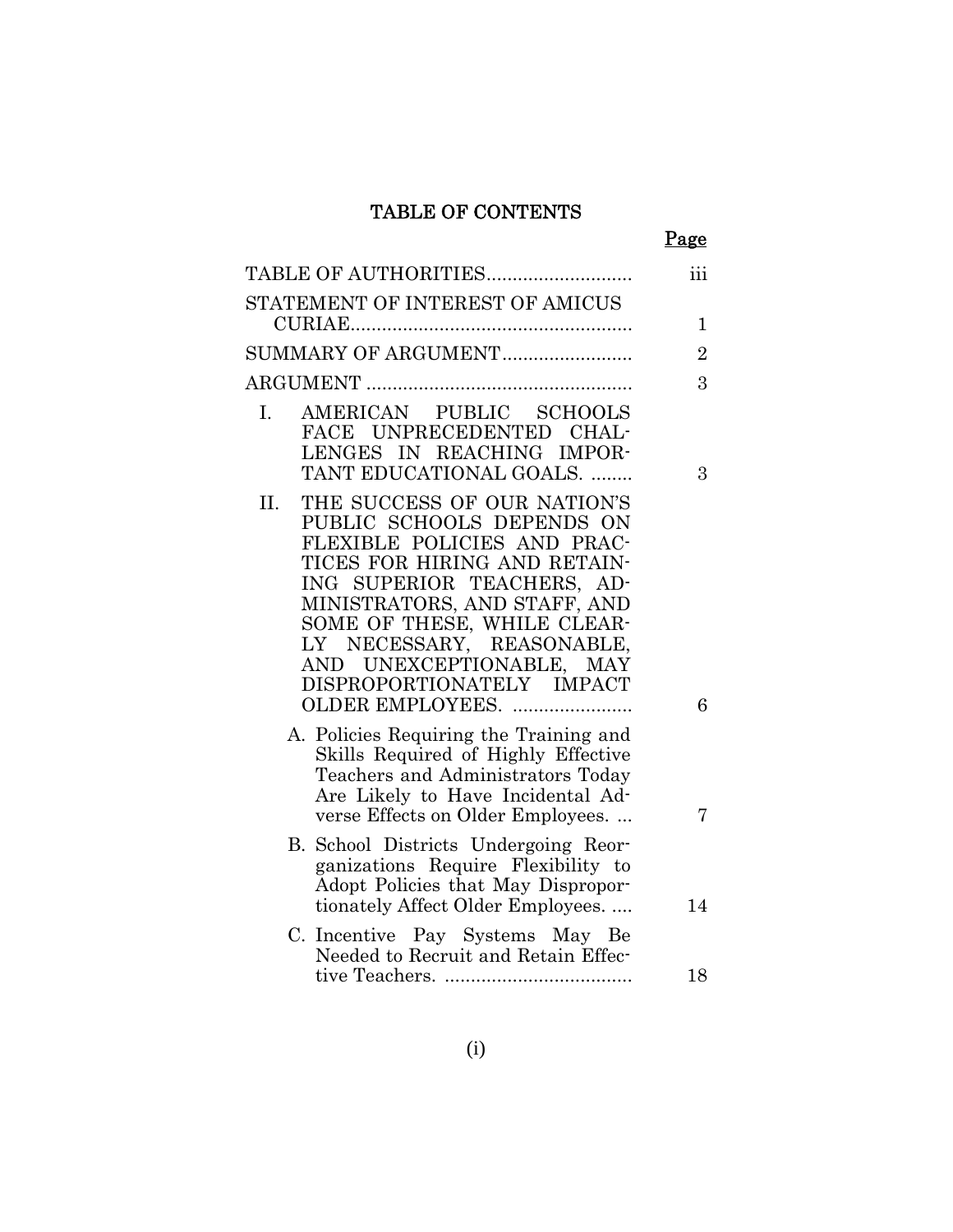# TABLE OF CONTENTS

| | Page |
|---|---|
| TABLE OF AUTHORITIES | iii |
| STATEMENT OF INTEREST OF AMICUS CURIAE | 1 |
| SUMMARY OF ARGUMENT | 2 |
| ARGUMENT | 3 |
| I. AMERICAN PUBLIC SCHOOLS FACE UNPRECEDENTED CHALLENGES IN REACHING IMPORTANT EDUCATIONAL GOALS. | 3 |
| II. THE SUCCESS OF OUR NATION'S PUBLIC SCHOOLS DEPENDS ON FLEXIBLE POLICIES AND PRACTICES FOR HIRING AND RETAINING SUPERIOR TEACHERS, ADMINISTRATORS, AND STAFF, AND SOME OF THESE, WHILE CLEARLY NECESSARY, REASONABLE, AND UNEXCEPTIONABLE, MAY DISPROPORTIONATELY IMPACT OLDER EMPLOYEES. | 6 |
| A. Policies Requiring the Training and Skills Required of Highly Effective Teachers and Administrators Today Are Likely to Have Incidental Adverse Effects on Older Employees. | 7 |
| B. School Districts Undergoing Reorganizations Require Flexibility to Adopt Policies that May Disproportionately Affect Older Employees. | 14 |
| C. Incentive Pay Systems May Be Needed to Recruit and Retain Effective Teachers. | 18 |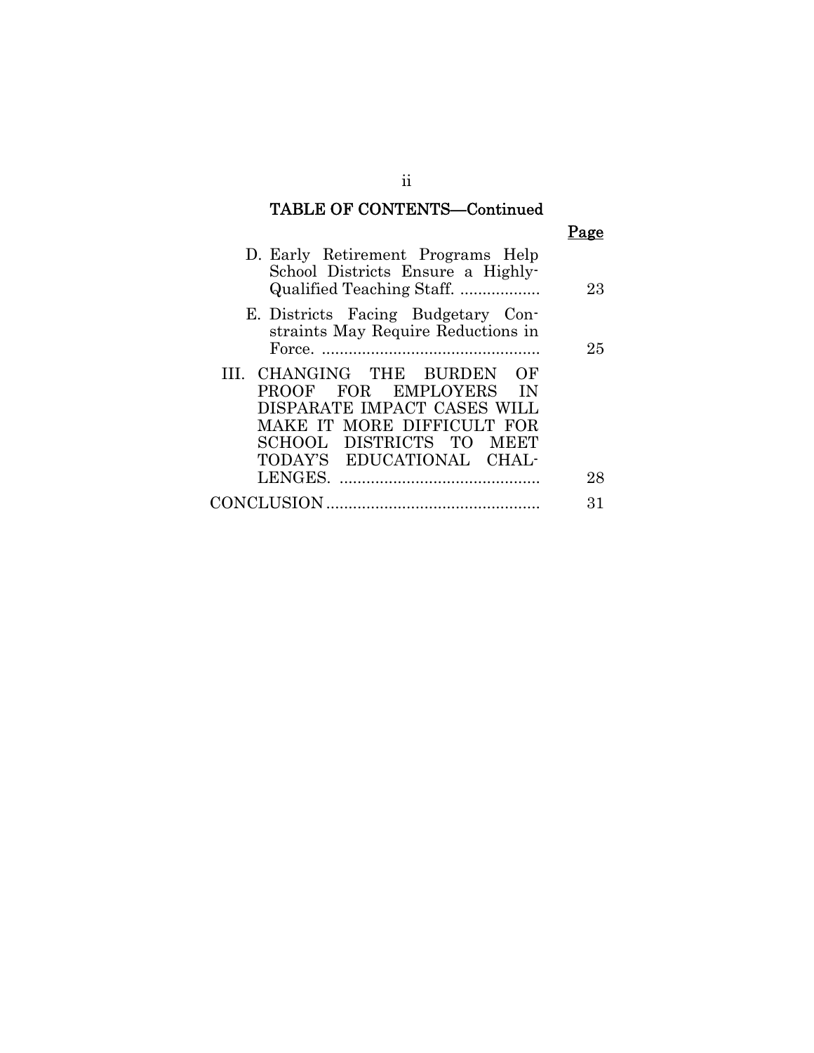## TABLE OF CONTENTS—Continued

| | Page |
|---|---|
| D. Early Retirement Programs Help School Districts Ensure a Highly-Qualified Teaching Staff. .................. | 23 |
| E. Districts Facing Budgetary Constraints May Require Reductions in Force. ................................................. | 25 |
| III. CHANGING THE BURDEN OF PROOF FOR EMPLOYERS IN DISPARATE IMPACT CASES WILL MAKE IT MORE DIFFICULT FOR SCHOOL DISTRICTS TO MEET TODAY'S EDUCATIONAL CHALLENGES. ............................................. | 28 |
| CONCLUSION ................................................ | 31 |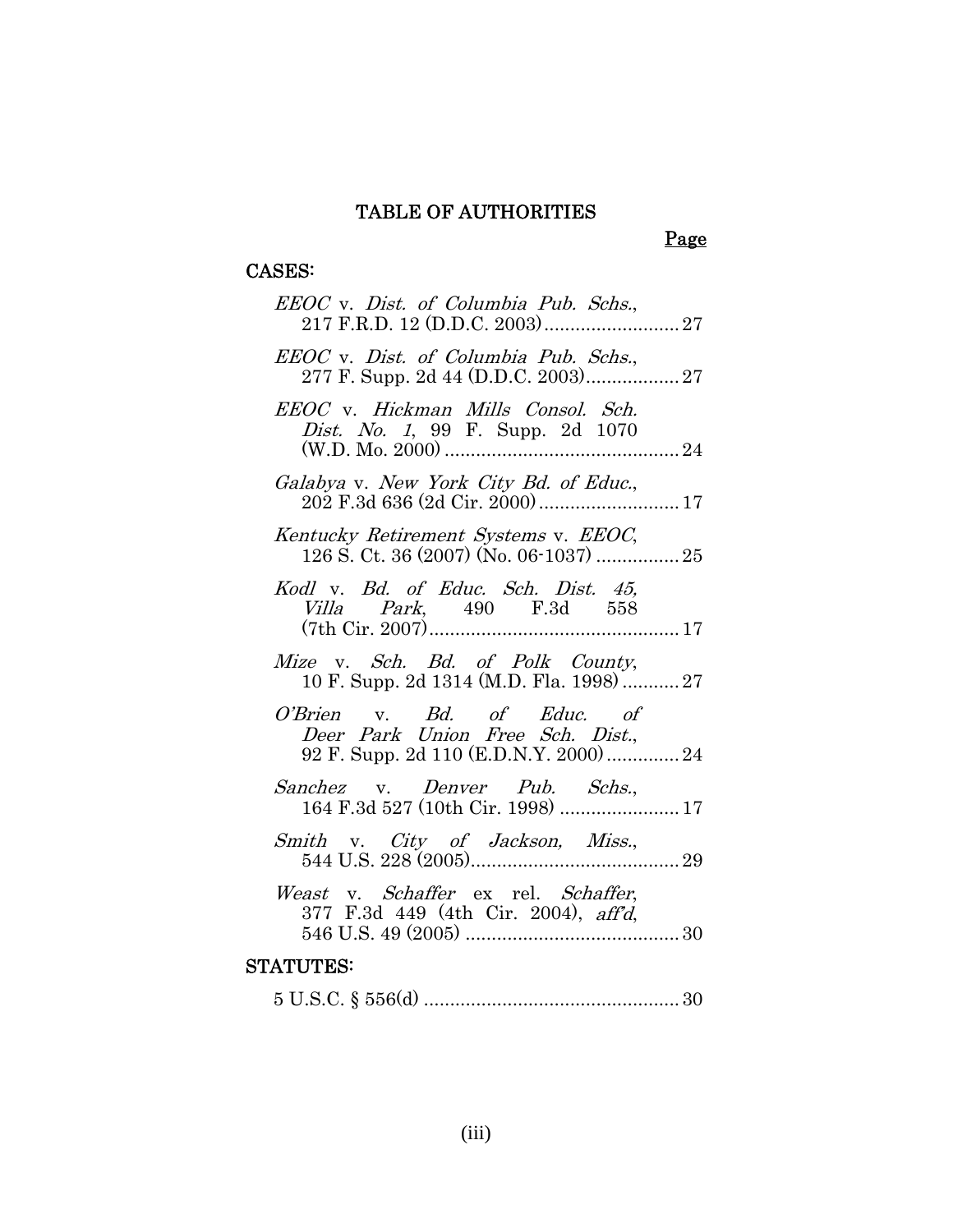# TABLE OF AUTHORITIES

Page

## CASES:

*EEOC* v. *Dist. of Columbia Pub. Schs.*, 217 F.R.D. 12 (D.D.C. 2003) .......................... 27

*EEOC* v. *Dist. of Columbia Pub. Schs.*, 277 F. Supp. 2d 44 (D.D.C. 2003) .................. 27

*EEOC* v. *Hickman Mills Consol. Sch. Dist. No. 1*, 99 F. Supp. 2d 1070 (W.D. Mo. 2000) ............................................. 24

*Galabya* v. *New York City Bd. of Educ.*, 202 F.3d 636 (2d Cir. 2000) ........................... 17

*Kentucky Retirement Systems* v. *EEOC*, 126 S. Ct. 36 (2007) (No. 06-1037) ................ 25

*Kodl* v. *Bd. of Educ. Sch. Dist. 45, Villa Park*, 490 F.3d 558 (7th Cir. 2007) ................................................ 17

*Mize* v. *Sch. Bd. of Polk County*, 10 F. Supp. 2d 1314 (M.D. Fla. 1998) ........... 27

*O'Brien* v. *Bd. of Educ. of Deer Park Union Free Sch. Dist.*, 92 F. Supp. 2d 110 (E.D.N.Y. 2000) .............. 24

*Sanchez* v. *Denver Pub. Schs.*, 164 F.3d 527 (10th Cir. 1998) ....................... 17

*Smith* v. *City of Jackson, Miss.*, 544 U.S. 228 (2005) ........................................ 29

*Weast* v. *Schaffer* ex rel. *Schaffer*, 377 F.3d 449 (4th Cir. 2004), *aff'd*, 546 U.S. 49 (2005) ......................................... 30

## STATUTES:

5 U.S.C. § 556(d) ................................................. 30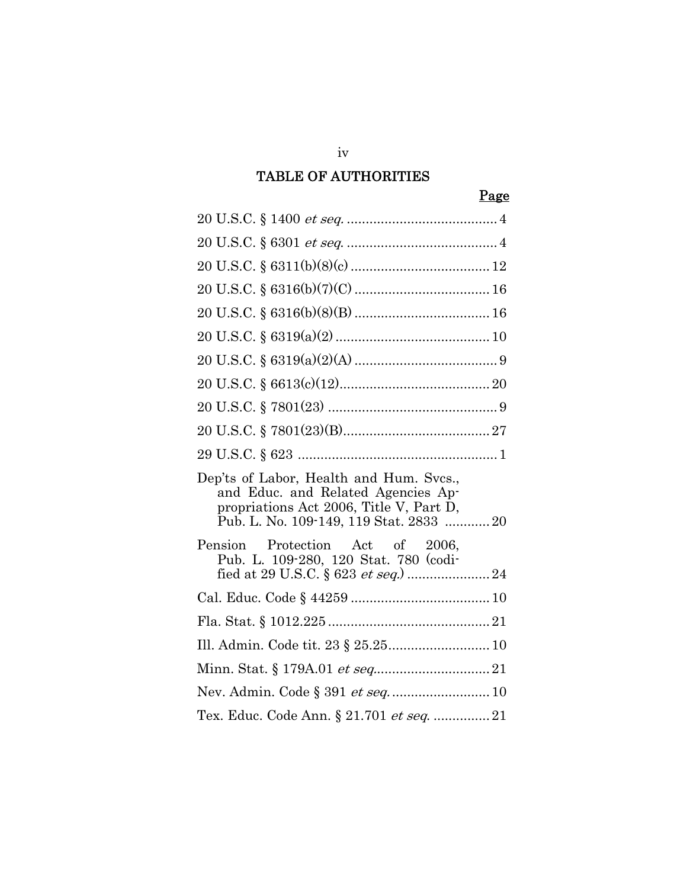## TABLE OF AUTHORITIES

Page

20 U.S.C. § 1400 *et seq.* .......................................... 4

20 U.S.C. § 6301 *et seq.* .......................................... 4

20 U.S.C. § 6311(b)(8)(c) ....................................... 12

20 U.S.C. § 6316(b)(7)(C) ...................................... 16

20 U.S.C. § 6316(b)(8)(B) ...................................... 16

20 U.S.C. § 6319(a)(2) ........................................... 10

20 U.S.C. § 6319(a)(2)(A) ........................................ 9

20 U.S.C. § 6613(c)(12)........................................... 20

20 U.S.C. § 7801(23) ............................................... 9

20 U.S.C. § 7801(23)(B).......................................... 27

29 U.S.C. § 623 ........................................................ 1

Dep'ts of Labor, Health and Hum. Svcs., and Educ. and Related Agencies Appropriations Act 2006, Title V, Part D, Pub. L. No. 109-149, 119 Stat. 2833 ............ 20

Pension Protection Act of 2006, Pub. L. 109-280, 120 Stat. 780 (codified at 29 U.S.C. § 623 *et seq.*) ...................... 24

Cal. Educ. Code § 44259 ....................................... 10

Fla. Stat. § 1012.225 ............................................. 21

Ill. Admin. Code tit. 23 § 25.25............................ 10

Minn. Stat. § 179A.01 *et seq.*............................... 21

Nev. Admin. Code § 391 *et seq.* .......................... 10

Tex. Educ. Code Ann. § 21.701 *et seq.* ............... 21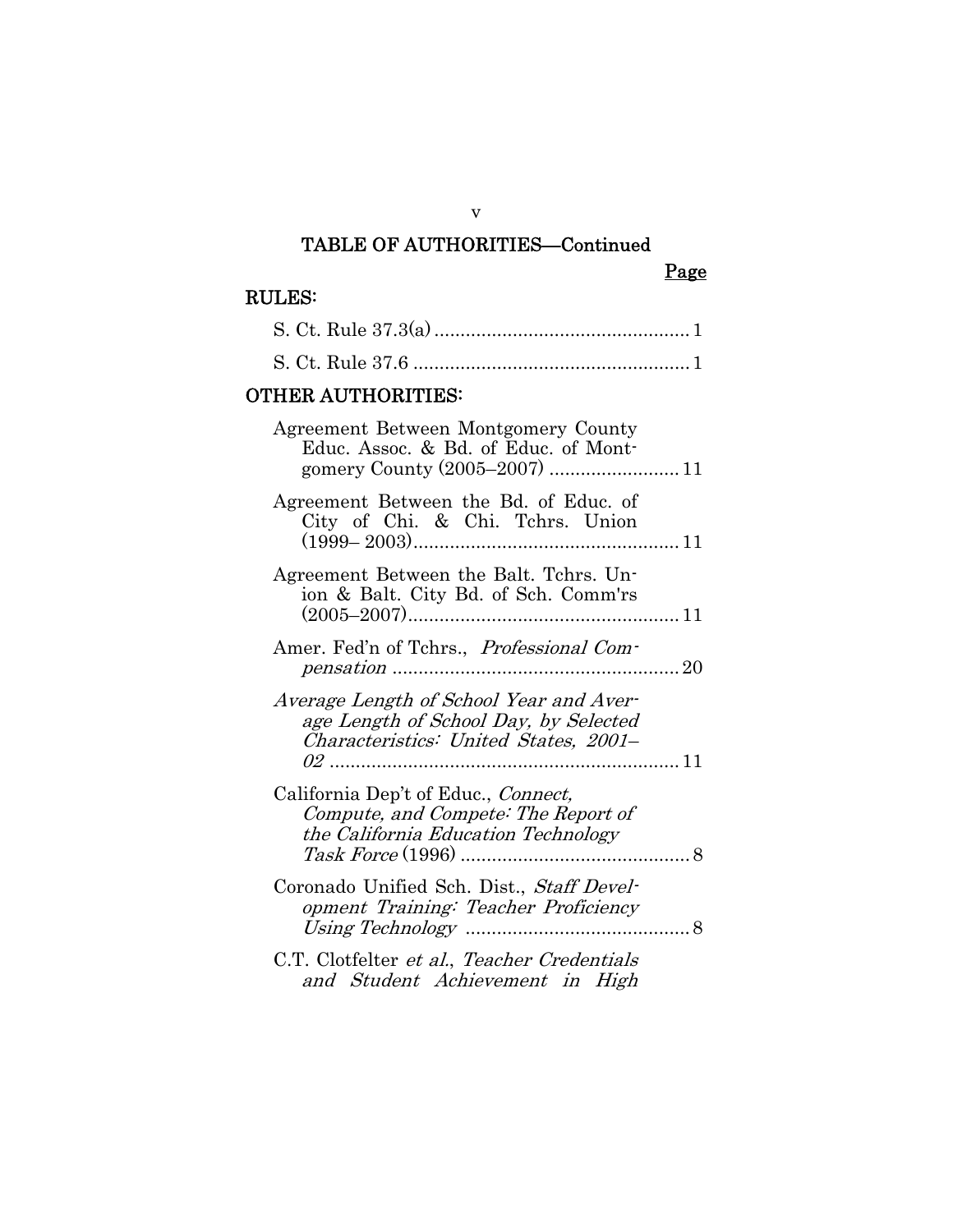## TABLE OF AUTHORITIES—Continued

Page

### RULES:

S. Ct. Rule 37.3(a) ................................................ 1

S. Ct. Rule 37.6 .................................................... 1

### OTHER AUTHORITIES:

Agreement Between Montgomery County Educ. Assoc. & Bd. of Educ. of Montgomery County (2005–2007) ........................ 11

Agreement Between the Bd. of Educ. of City of Chi. & Chi. Tchrs. Union (1999– 2003).................................................. 11

Agreement Between the Balt. Tchrs. Union & Balt. City Bd. of Sch. Comm'rs (2005–2007)................................................... 11

Amer. Fed'n of Tchrs., *Professional Compensation* ...................................................... 20

*Average Length of School Year and Average Length of School Day, by Selected Characteristics: United States, 2001–02* .................................................................. 11

California Dep't of Educ., *Connect, Compute, and Compete: The Report of the California Education Technology Task Force* (1996) ........................................... 8

Coronado Unified Sch. Dist., *Staff Development Training: Teacher Proficiency Using Technology* .......................................... 8

C.T. Clotfelter *et al.*, *Teacher Credentials and Student Achievement in High*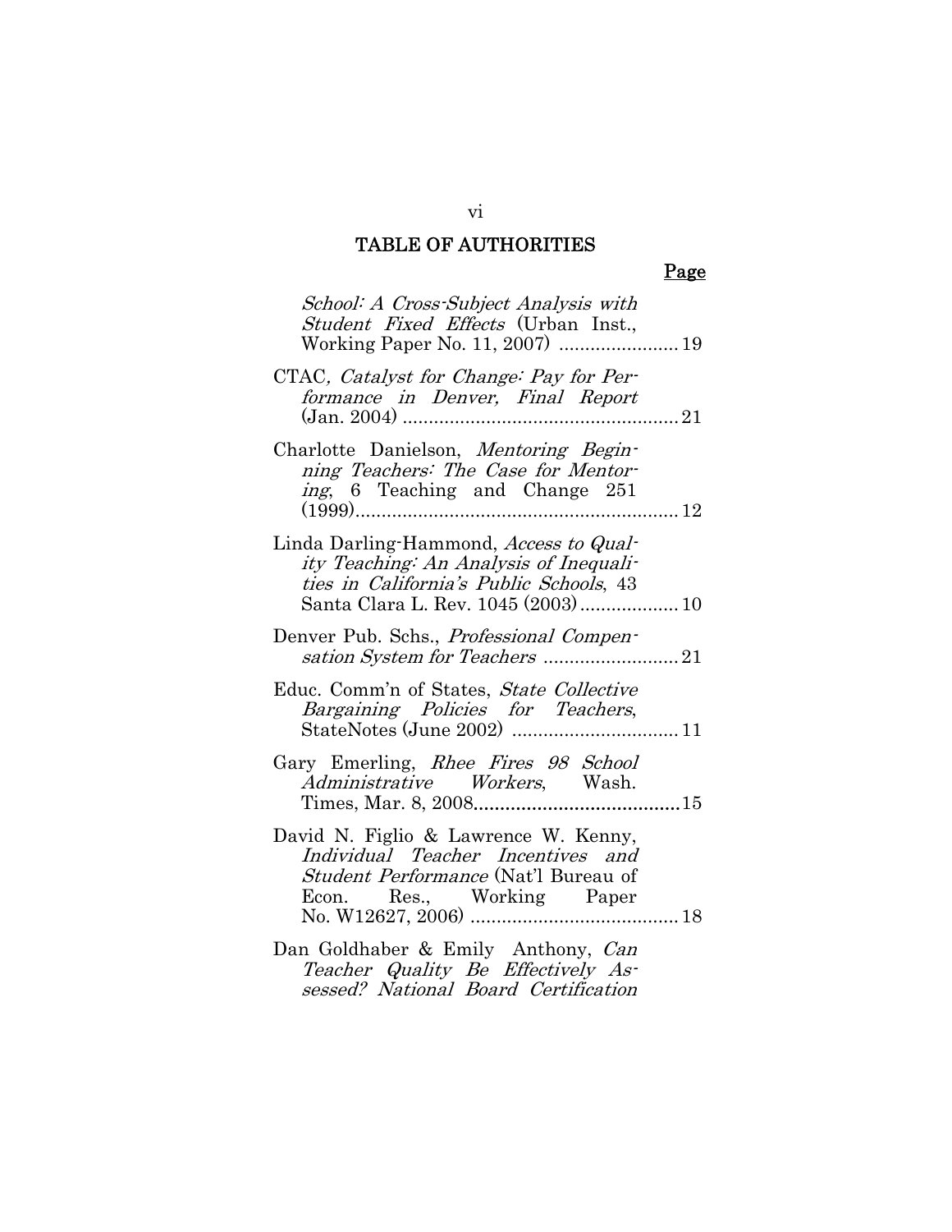## TABLE OF AUTHORITIES

Page

*School: A Cross-Subject Analysis with Student Fixed Effects* (Urban Inst., Working Paper No. 11, 2007) ....................... 19

CTAC, *Catalyst for Change: Pay for Performance in Denver, Final Report* (Jan. 2004) ..................................................... 21

Charlotte Danielson, *Mentoring Beginning Teachers: The Case for Mentoring*, 6 Teaching and Change 251 (1999)............................................................... 12

Linda Darling-Hammond, *Access to Quality Teaching: An Analysis of Inequalities in California's Public Schools*, 43 Santa Clara L. Rev. 1045 (2003)................... 10

Denver Pub. Schs., *Professional Compensation System for Teachers* .......................... 21

Educ. Comm'n of States, *State Collective Bargaining Policies for Teachers*, StateNotes (June 2002) ................................ 11

Gary Emerling, *Rhee Fires 98 School Administrative Workers*, Wash. Times, Mar. 8, 2008.......................................15

David N. Figlio & Lawrence W. Kenny, *Individual Teacher Incentives and Student Performance* (Nat'l Bureau of Econ. Res., Working Paper No. W12627, 2006) ........................................ 18

Dan Goldhaber & Emily Anthony, *Can Teacher Quality Be Effectively Assessed? National Board Certification*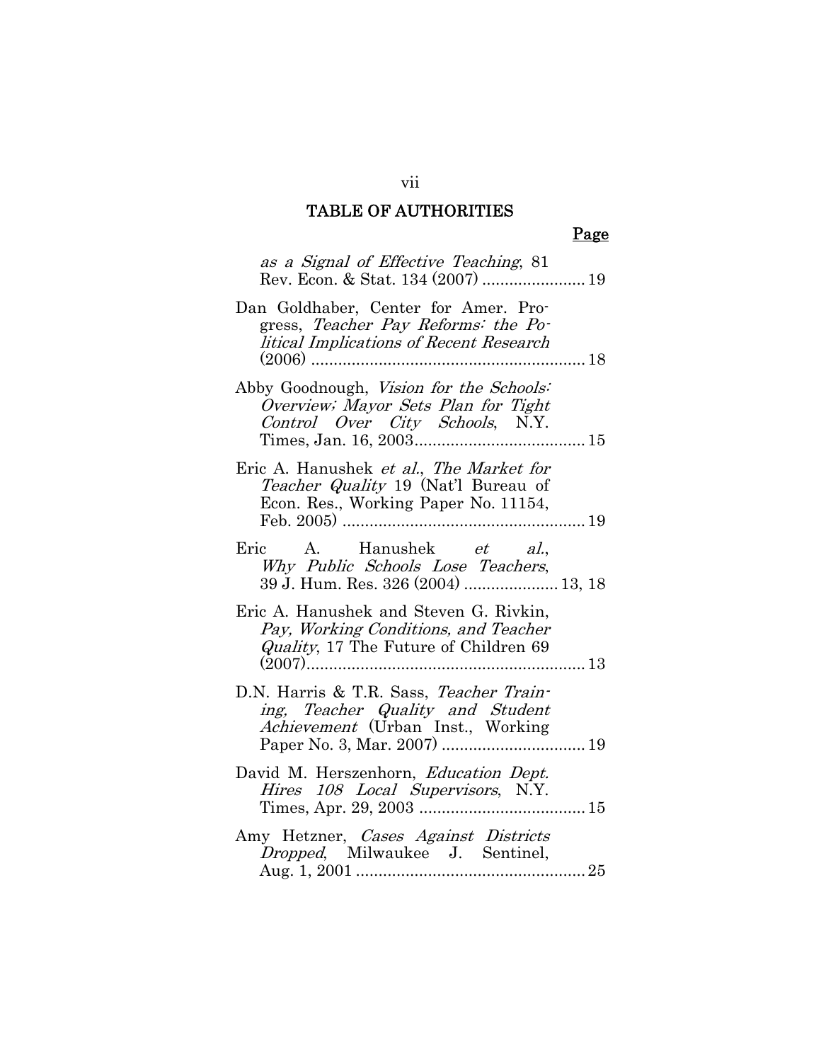## TABLE OF AUTHORITIES

**Page**

*as a Signal of Effective Teaching*, 81 Rev. Econ. & Stat. 134 (2007) ....................... 19

Dan Goldhaber, Center for Amer. Progress, *Teacher Pay Reforms: the Political Implications of Recent Research* (2006) ............................................................. 18

Abby Goodnough, *Vision for the Schools: Overview; Mayor Sets Plan for Tight Control Over City Schools*, N.Y. Times, Jan. 16, 2003...................................... 15

Eric A. Hanushek *et al.*, *The Market for Teacher Quality* 19 (Nat'l Bureau of Econ. Res., Working Paper No. 11154, Feb. 2005) ...................................................... 19

Eric A. Hanushek *et al.*, *Why Public Schools Lose Teachers*, 39 J. Hum. Res. 326 (2004) ..................... 13, 18

Eric A. Hanushek and Steven G. Rivkin, *Pay, Working Conditions, and Teacher Quality*, 17 The Future of Children 69 (2007).............................................................. 13

D.N. Harris & T.R. Sass, *Teacher Training, Teacher Quality and Student Achievement* (Urban Inst., Working Paper No. 3, Mar. 2007) ................................ 19

David M. Herszenhorn, *Education Dept. Hires 108 Local Supervisors*, N.Y. Times, Apr. 29, 2003 ..................................... 15

Amy Hetzner, *Cases Against Districts Dropped*, Milwaukee J. Sentinel, Aug. 1, 2001 ................................................... 25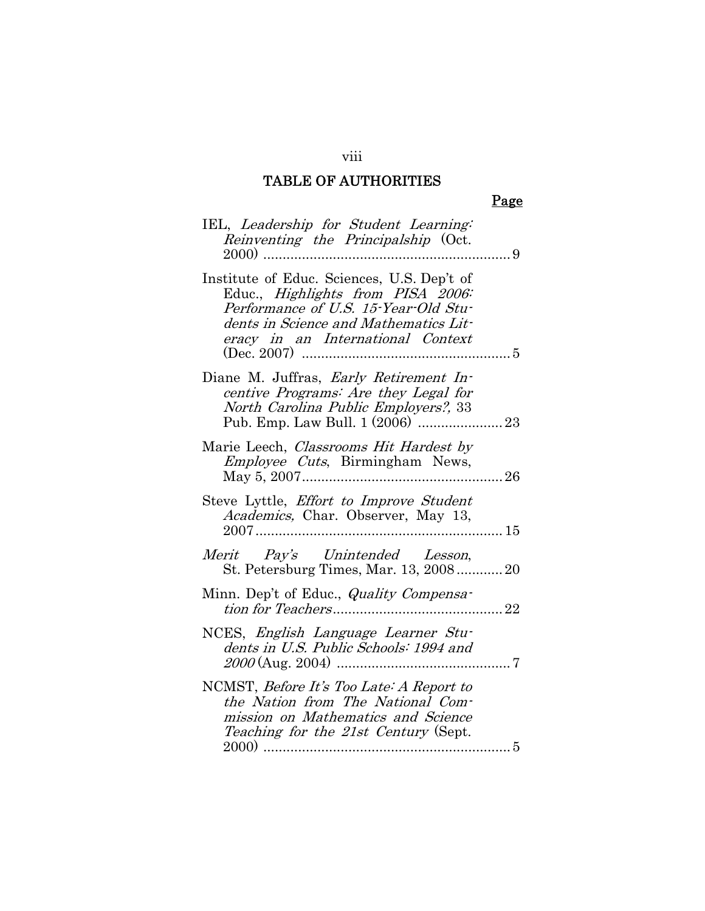## TABLE OF AUTHORITIES

**Page**

IEL, *Leadership for Student Learning: Reinventing the Principalship* (Oct. 2000) ........ 9

Institute of Educ. Sciences, U.S. Dep't of Educ., *Highlights from PISA 2006: Performance of U.S. 15-Year-Old Students in Science and Mathematics Literacy in an International Context* (Dec. 2007) ........ 5

Diane M. Juffras, *Early Retirement Incentive Programs: Are they Legal for North Carolina Public Employers?*, 33 Pub. Emp. Law Bull. 1 (2006) ........ 23

Marie Leech, *Classrooms Hit Hardest by Employee Cuts*, Birmingham News, May 5, 2007........ 26

Steve Lyttle, *Effort to Improve Student Academics,* Char. Observer, May 13, 2007........ 15

*Merit Pay's Unintended Lesson*, St. Petersburg Times, Mar. 13, 2008........ 20

Minn. Dep't of Educ., *Quality Compensation for Teachers*........ 22

NCES, *English Language Learner Students in U.S. Public Schools: 1994 and 2000* (Aug. 2004) ........ 7

NCMST, *Before It's Too Late: A Report to the Nation from The National Commission on Mathematics and Science Teaching for the 21st Century* (Sept. 2000) ........ 5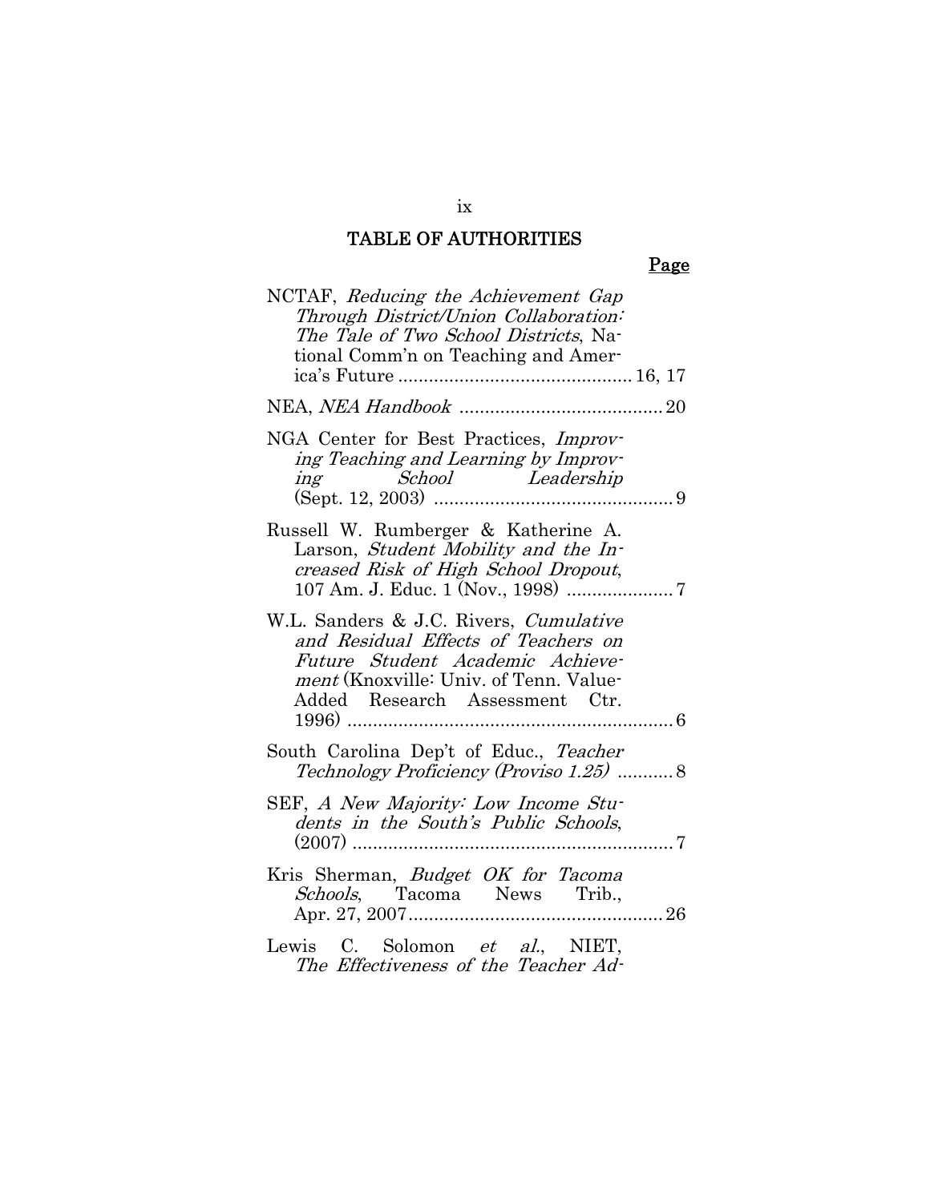## TABLE OF AUTHORITIES

**Page**

NCTAF, *Reducing the Achievement Gap Through District/Union Collaboration: The Tale of Two School Districts*, National Comm'n on Teaching and America's Future .............................................. 16, 17

NEA, *NEA Handbook* ........................................ 20

NGA Center for Best Practices, *Improving Teaching and Learning by Improving School Leadership* (Sept. 12, 2003) ............................................... 9

Russell W. Rumberger & Katherine A. Larson, *Student Mobility and the Increased Risk of High School Dropout*, 107 Am. J. Educ. 1 (Nov., 1998) ..................... 7

W.L. Sanders & J.C. Rivers, *Cumulative and Residual Effects of Teachers on Future Student Academic Achievement* (Knoxville: Univ. of Tenn. Value-Added Research Assessment Ctr. 1996) ................................................................ 6

South Carolina Dep't of Educ., *Teacher Technology Proficiency (Proviso 1.25)* ........... 8

SEF, *A New Majority: Low Income Students in the South's Public Schools*, (2007) ............................................................... 7

Kris Sherman, *Budget OK for Tacoma Schools*, Tacoma News Trib., Apr. 27, 2007.................................................. 26

Lewis C. Solomon *et al.*, NIET, *The Effectiveness of the Teacher Ad-*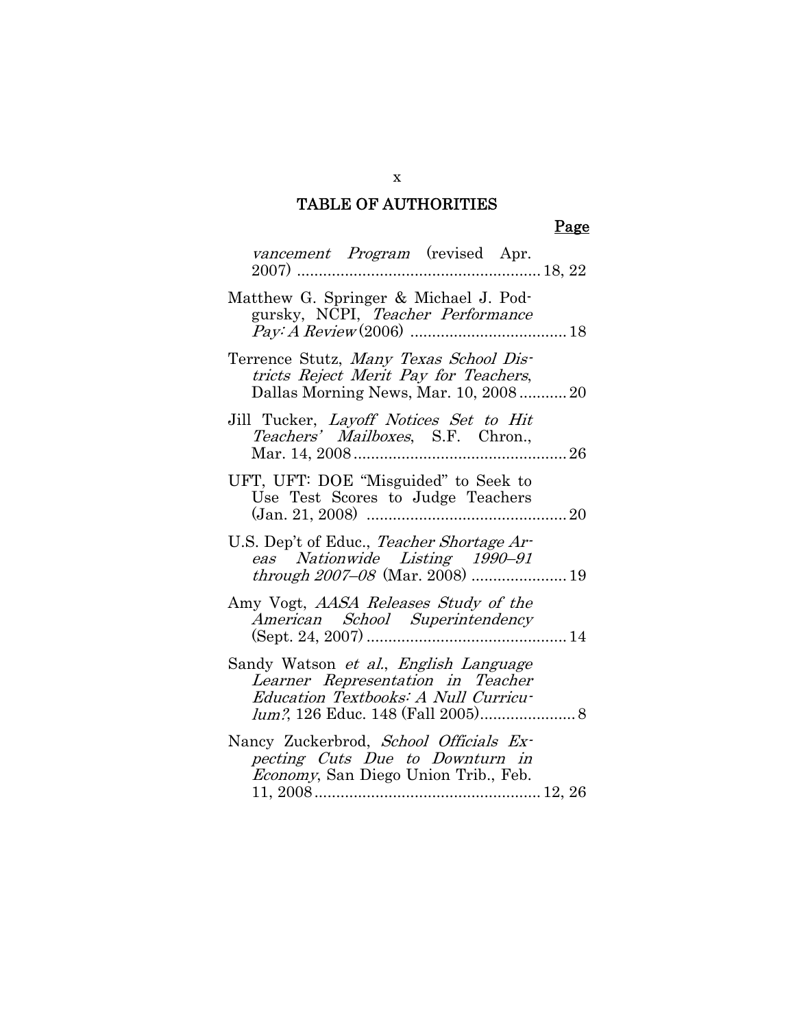## TABLE OF AUTHORITIES

**Page**

*vancement Program* (revised Apr. 2007) ........................................................ 18, 22

Matthew G. Springer & Michael J. Podgursky, NCPI, *Teacher Performance Pay: A Review* (2006) .................................... 18

Terrence Stutz, *Many Texas School Districts Reject Merit Pay for Teachers*, Dallas Morning News, Mar. 10, 2008 ........... 20

Jill Tucker, *Layoff Notices Set to Hit Teachers' Mailboxes*, S.F. Chron., Mar. 14, 2008 ................................................. 26

UFT, UFT: DOE "Misguided" to Seek to Use Test Scores to Judge Teachers (Jan. 21, 2008) .............................................. 20

U.S. Dep't of Educ., *Teacher Shortage Areas Nationwide Listing 1990–91 through 2007–08* (Mar. 2008) ...................... 19

Amy Vogt, *AASA Releases Study of the American School Superintendency* (Sept. 24, 2007) .............................................. 14

Sandy Watson *et al.*, *English Language Learner Representation in Teacher Education Textbooks: A Null Curriculum?*, 126 Educ. 148 (Fall 2005)...................... 8

Nancy Zuckerbrod, *School Officials Expecting Cuts Due to Downturn in Economy*, San Diego Union Trib., Feb. 11, 2008.................................................... 12, 26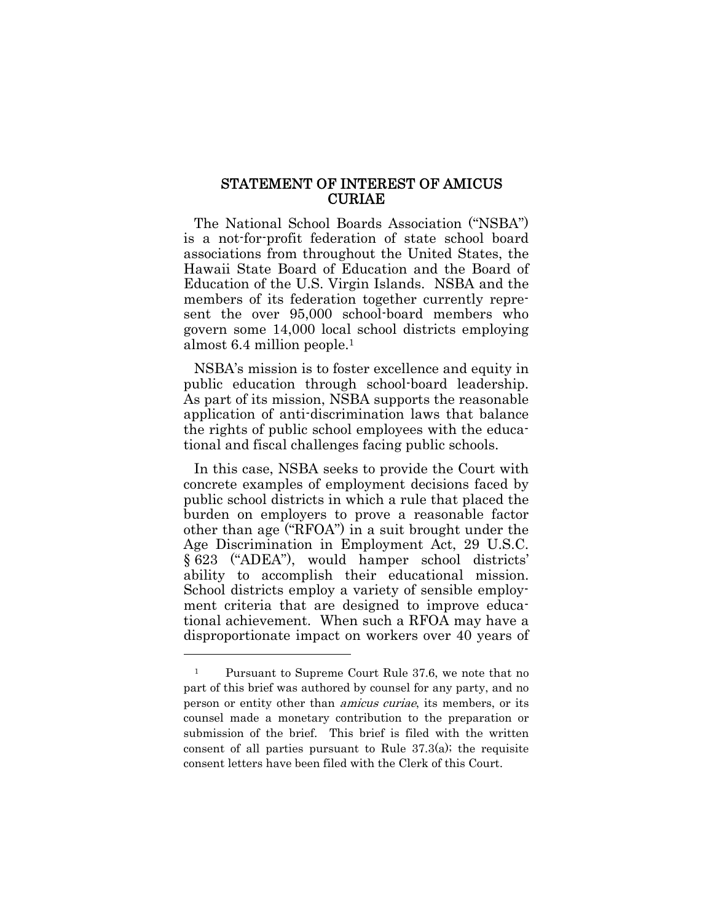## STATEMENT OF INTEREST OF AMICUS CURIAE

The National School Boards Association ("NSBA") is a not-for-profit federation of state school board associations from throughout the United States, the Hawaii State Board of Education and the Board of Education of the U.S. Virgin Islands. NSBA and the members of its federation together currently represent the over 95,000 school-board members who govern some 14,000 local school districts employing almost 6.4 million people.[1]

NSBA's mission is to foster excellence and equity in public education through school-board leadership. As part of its mission, NSBA supports the reasonable application of anti-discrimination laws that balance the rights of public school employees with the educational and fiscal challenges facing public schools.

In this case, NSBA seeks to provide the Court with concrete examples of employment decisions faced by public school districts in which a rule that placed the burden on employers to prove a reasonable factor other than age ("RFOA") in a suit brought under the Age Discrimination in Employment Act, 29 U.S.C. § 623 ("ADEA"), would hamper school districts' ability to accomplish their educational mission. School districts employ a variety of sensible employment criteria that are designed to improve educational achievement. When such a RFOA may have a disproportionate impact on workers over 40 years of

---

[1] Pursuant to Supreme Court Rule 37.6, we note that no part of this brief was authored by counsel for any party, and no person or entity other than *amicus curiae*, its members, or its counsel made a monetary contribution to the preparation or submission of the brief. This brief is filed with the written consent of all parties pursuant to Rule 37.3(a); the requisite consent letters have been filed with the Clerk of this Court.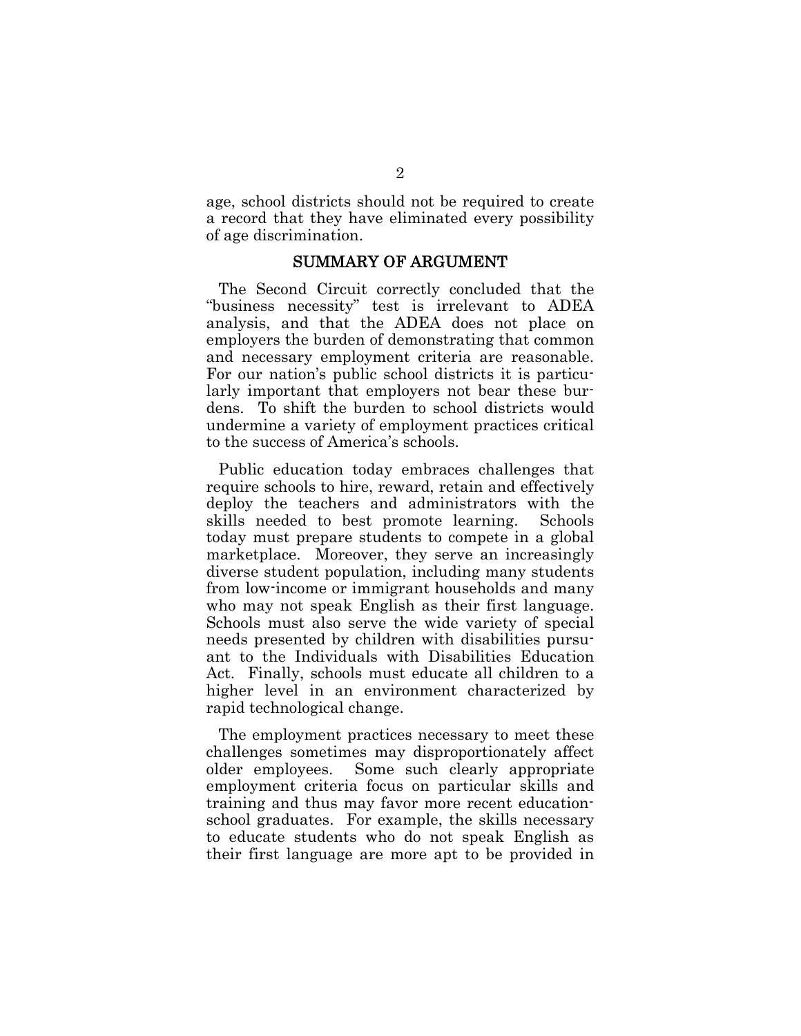age, school districts should not be required to create a record that they have eliminated every possibility of age discrimination.

## SUMMARY OF ARGUMENT

The Second Circuit correctly concluded that the "business necessity" test is irrelevant to ADEA analysis, and that the ADEA does not place on employers the burden of demonstrating that common and necessary employment criteria are reasonable. For our nation's public school districts it is particularly important that employers not bear these burdens. To shift the burden to school districts would undermine a variety of employment practices critical to the success of America's schools.

Public education today embraces challenges that require schools to hire, reward, retain and effectively deploy the teachers and administrators with the skills needed to best promote learning. Schools today must prepare students to compete in a global marketplace. Moreover, they serve an increasingly diverse student population, including many students from low-income or immigrant households and many who may not speak English as their first language. Schools must also serve the wide variety of special needs presented by children with disabilities pursuant to the Individuals with Disabilities Education Act. Finally, schools must educate all children to a higher level in an environment characterized by rapid technological change.

The employment practices necessary to meet these challenges sometimes may disproportionately affect older employees. Some such clearly appropriate employment criteria focus on particular skills and training and thus may favor more recent education-school graduates. For example, the skills necessary to educate students who do not speak English as their first language are more apt to be provided in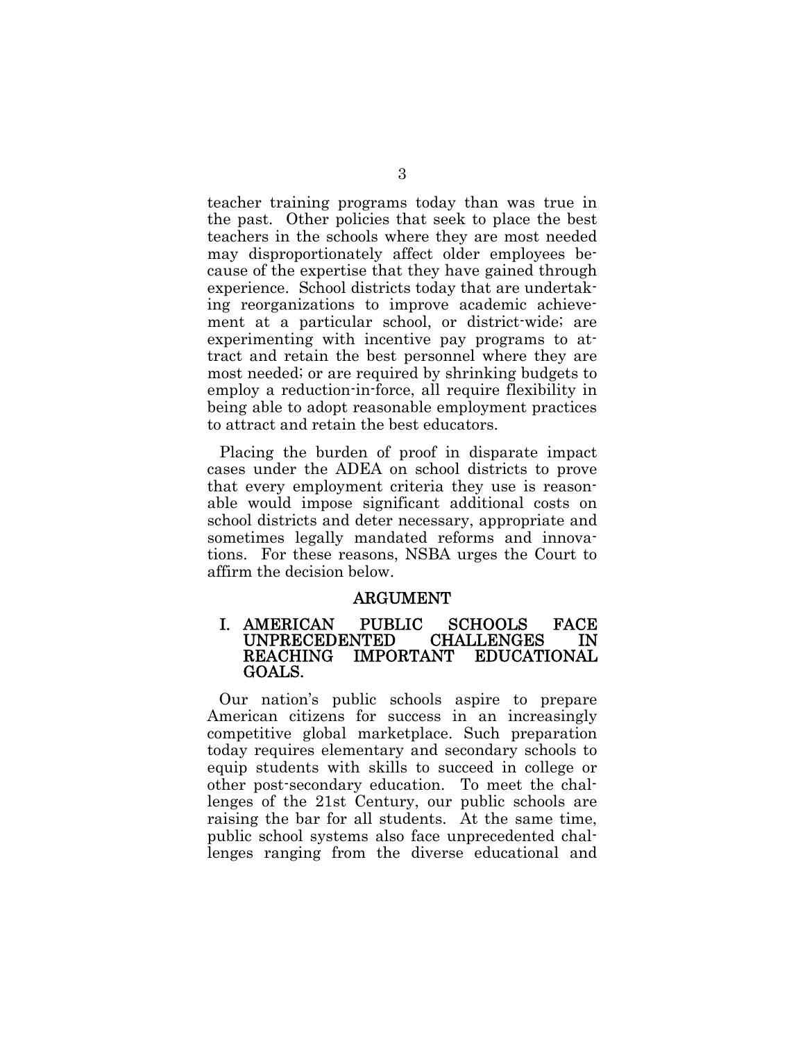teacher training programs today than was true in the past. Other policies that seek to place the best teachers in the schools where they are most needed may disproportionately affect older employees because of the expertise that they have gained through experience. School districts today that are undertaking reorganizations to improve academic achievement at a particular school, or district-wide; are experimenting with incentive pay programs to attract and retain the best personnel where they are most needed; or are required by shrinking budgets to employ a reduction-in-force, all require flexibility in being able to adopt reasonable employment practices to attract and retain the best educators.

Placing the burden of proof in disparate impact cases under the ADEA on school districts to prove that every employment criteria they use is reasonable would impose significant additional costs on school districts and deter necessary, appropriate and sometimes legally mandated reforms and innovations. For these reasons, NSBA urges the Court to affirm the decision below.

## ARGUMENT

### I. AMERICAN PUBLIC SCHOOLS FACE UNPRECEDENTED CHALLENGES IN REACHING IMPORTANT EDUCATIONAL GOALS.

Our nation's public schools aspire to prepare American citizens for success in an increasingly competitive global marketplace. Such preparation today requires elementary and secondary schools to equip students with skills to succeed in college or other post-secondary education. To meet the challenges of the 21st Century, our public schools are raising the bar for all students. At the same time, public school systems also face unprecedented challenges ranging from the diverse educational and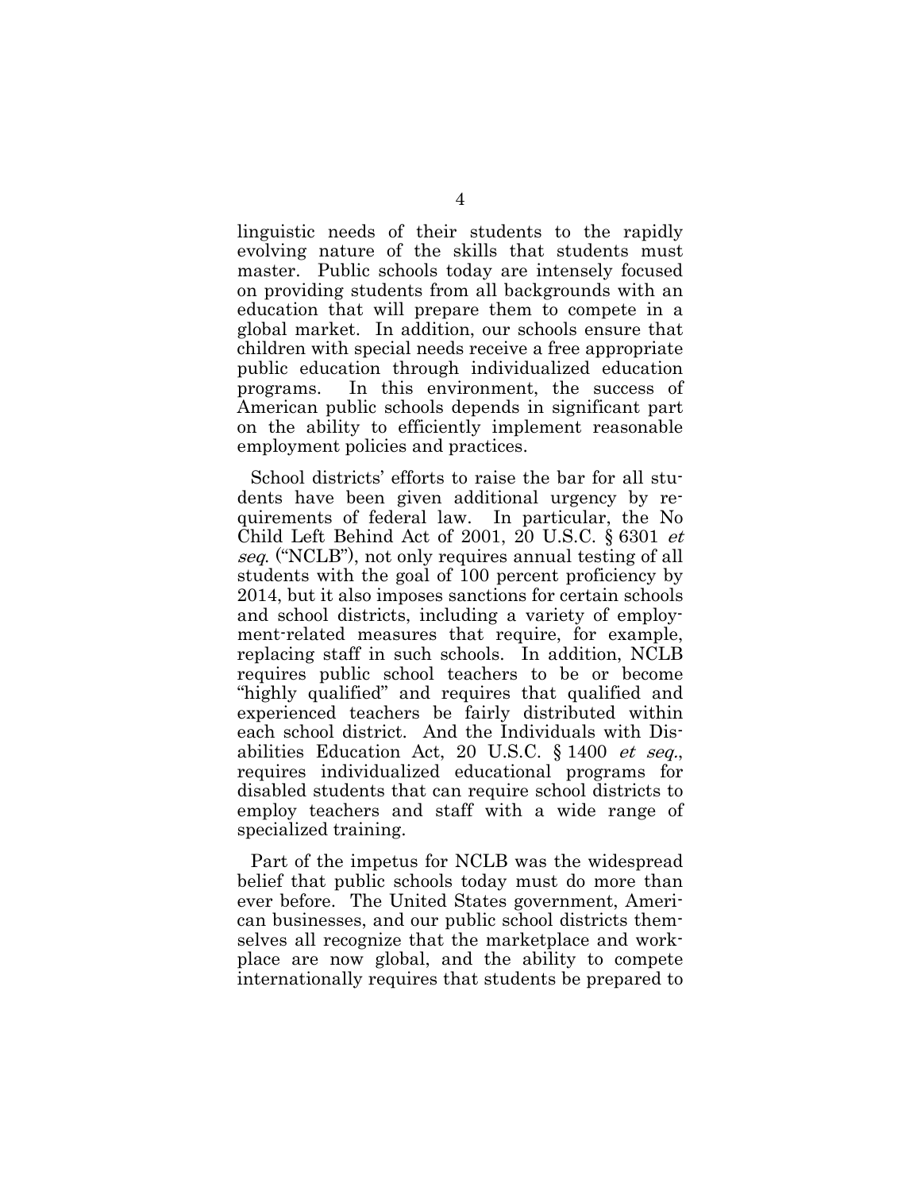linguistic needs of their students to the rapidly evolving nature of the skills that students must master. Public schools today are intensely focused on providing students from all backgrounds with an education that will prepare them to compete in a global market. In addition, our schools ensure that children with special needs receive a free appropriate public education through individualized education programs. In this environment, the success of American public schools depends in significant part on the ability to efficiently implement reasonable employment policies and practices.

School districts' efforts to raise the bar for all students have been given additional urgency by requirements of federal law. In particular, the No Child Left Behind Act of 2001, 20 U.S.C. § 6301 *et seq.* ("NCLB"), not only requires annual testing of all students with the goal of 100 percent proficiency by 2014, but it also imposes sanctions for certain schools and school districts, including a variety of employment-related measures that require, for example, replacing staff in such schools. In addition, NCLB requires public school teachers to be or become "highly qualified" and requires that qualified and experienced teachers be fairly distributed within each school district. And the Individuals with Disabilities Education Act, 20 U.S.C. § 1400 *et seq.*, requires individualized educational programs for disabled students that can require school districts to employ teachers and staff with a wide range of specialized training.

Part of the impetus for NCLB was the widespread belief that public schools today must do more than ever before. The United States government, American businesses, and our public school districts themselves all recognize that the marketplace and workplace are now global, and the ability to compete internationally requires that students be prepared to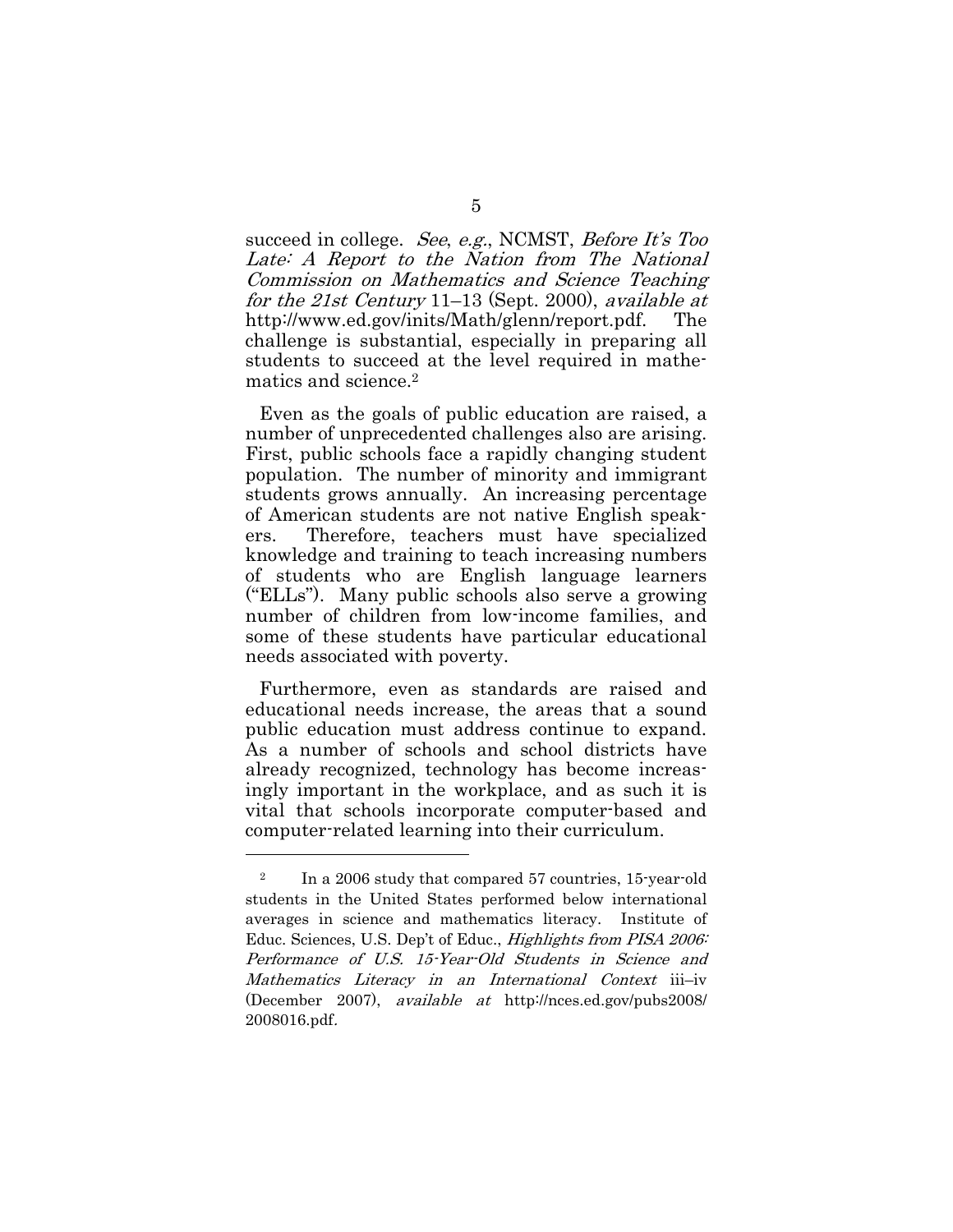succeed in college. *See*, *e.g.*, NCMST, *Before It's Too Late: A Report to the Nation from The National Commission on Mathematics and Science Teaching for the 21st Century* 11–13 (Sept. 2000), *available at* http://www.ed.gov/inits/Math/glenn/report.pdf. The challenge is substantial, especially in preparing all students to succeed at the level required in mathematics and science.[2]

Even as the goals of public education are raised, a number of unprecedented challenges also are arising. First, public schools face a rapidly changing student population. The number of minority and immigrant students grows annually. An increasing percentage of American students are not native English speakers. Therefore, teachers must have specialized knowledge and training to teach increasing numbers of students who are English language learners ("ELLs"). Many public schools also serve a growing number of children from low-income families, and some of these students have particular educational needs associated with poverty.

Furthermore, even as standards are raised and educational needs increase, the areas that a sound public education must address continue to expand. As a number of schools and school districts have already recognized, technology has become increasingly important in the workplace, and as such it is vital that schools incorporate computer-based and computer-related learning into their curriculum.

---

[2] In a 2006 study that compared 57 countries, 15-year-old students in the United States performed below international averages in science and mathematics literacy. Institute of Educ. Sciences, U.S. Dep't of Educ., *Highlights from PISA 2006: Performance of U.S. 15-Year-Old Students in Science and Mathematics Literacy in an International Context* iii–iv (December 2007), *available at* http://nces.ed.gov/pubs2008/2008016.pdf.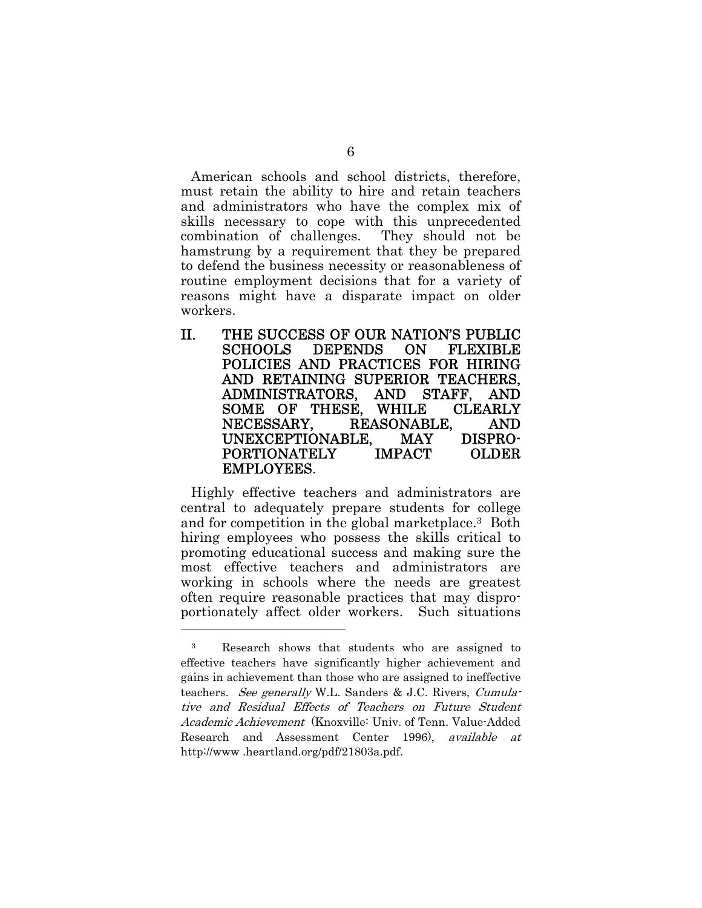American schools and school districts, therefore, must retain the ability to hire and retain teachers and administrators who have the complex mix of skills necessary to cope with this unprecedented combination of challenges. They should not be hamstrung by a requirement that they be prepared to defend the business necessity or reasonableness of routine employment decisions that for a variety of reasons might have a disparate impact on older workers.

## II. THE SUCCESS OF OUR NATION'S PUBLIC SCHOOLS DEPENDS ON FLEXIBLE POLICIES AND PRACTICES FOR HIRING AND RETAINING SUPERIOR TEACHERS, ADMINISTRATORS, AND STAFF, AND SOME OF THESE, WHILE CLEARLY NECESSARY, REASONABLE, AND UNEXCEPTIONABLE, MAY DISPROPORTIONATELY IMPACT OLDER EMPLOYEES.

Highly effective teachers and administrators are central to adequately prepare students for college and for competition in the global marketplace.[3] Both hiring employees who possess the skills critical to promoting educational success and making sure the most effective teachers and administrators are working in schools where the needs are greatest often require reasonable practices that may disproportionately affect older workers. Such situations

---

[3] Research shows that students who are assigned to effective teachers have significantly higher achievement and gains in achievement than those who are assigned to ineffective teachers. *See generally* W.L. Sanders & J.C. Rivers, *Cumulative and Residual Effects of Teachers on Future Student Academic Achievement* (Knoxville: Univ. of Tenn. Value-Added Research and Assessment Center 1996), *available at* http://www .heartland.org/pdf/21803a.pdf.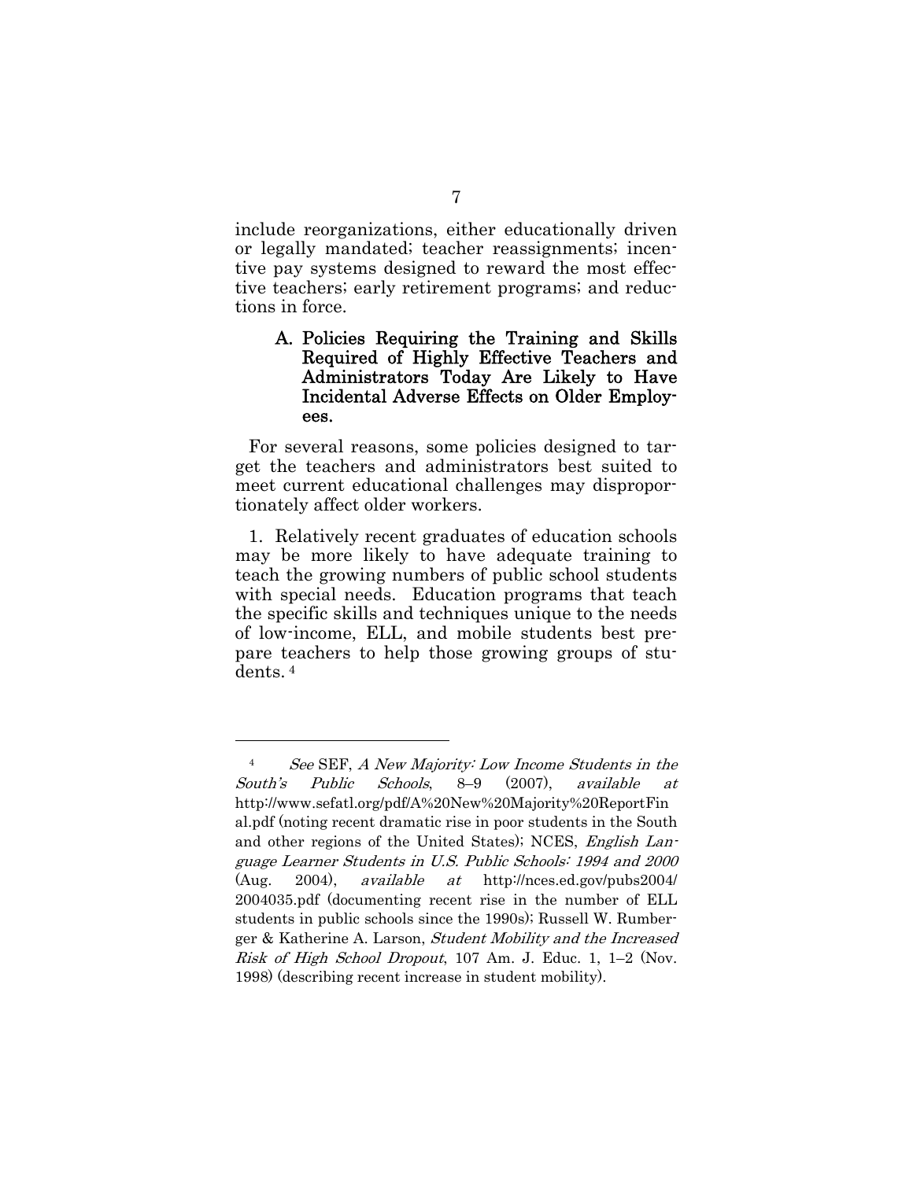include reorganizations, either educationally driven or legally mandated; teacher reassignments; incentive pay systems designed to reward the most effective teachers; early retirement programs; and reductions in force.

### A. Policies Requiring the Training and Skills Required of Highly Effective Teachers and Administrators Today Are Likely to Have Incidental Adverse Effects on Older Employees.

For several reasons, some policies designed to target the teachers and administrators best suited to meet current educational challenges may disproportionately affect older workers.

1. Relatively recent graduates of education schools may be more likely to have adequate training to teach the growing numbers of public school students with special needs. Education programs that teach the specific skills and techniques unique to the needs of low-income, ELL, and mobile students best prepare teachers to help those growing groups of students. [4]

---

[4] *See* SEF, *A New Majority: Low Income Students in the South's Public Schools*, 8–9 (2007), *available at* http://www.sefatl.org/pdf/A%20New%20Majority%20ReportFinal.pdf (noting recent dramatic rise in poor students in the South and other regions of the United States); NCES, *English Language Learner Students in U.S. Public Schools: 1994 and 2000* (Aug. 2004), *available at* http://nces.ed.gov/pubs2004/2004035.pdf (documenting recent rise in the number of ELL students in public schools since the 1990s); Russell W. Rumberger & Katherine A. Larson, *Student Mobility and the Increased Risk of High School Dropout*, 107 Am. J. Educ. 1, 1–2 (Nov. 1998) (describing recent increase in student mobility).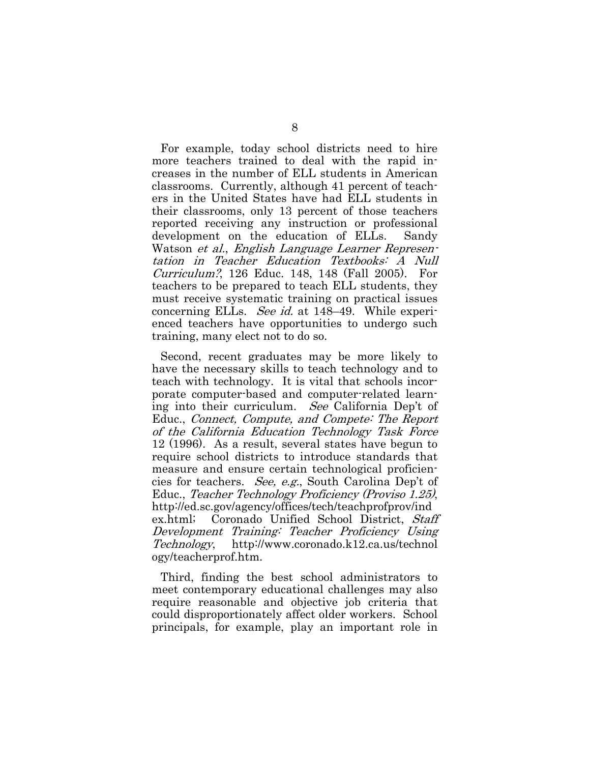For example, today school districts need to hire more teachers trained to deal with the rapid increases in the number of ELL students in American classrooms. Currently, although 41 percent of teachers in the United States have had ELL students in their classrooms, only 13 percent of those teachers reported receiving any instruction or professional development on the education of ELLs. Sandy Watson *et al.*, *English Language Learner Representation in Teacher Education Textbooks: A Null Curriculum?*, 126 Educ. 148, 148 (Fall 2005). For teachers to be prepared to teach ELL students, they must receive systematic training on practical issues concerning ELLs. *See id.* at 148–49. While experienced teachers have opportunities to undergo such training, many elect not to do so.

Second, recent graduates may be more likely to have the necessary skills to teach technology and to teach with technology. It is vital that schools incorporate computer-based and computer-related learning into their curriculum. *See* California Dep't of Educ., *Connect, Compute, and Compete: The Report of the California Education Technology Task Force* 12 (1996). As a result, several states have begun to require school districts to introduce standards that measure and ensure certain technological proficiencies for teachers. *See, e.g.*, South Carolina Dep't of Educ., *Teacher Technology Proficiency (Proviso 1.25)*, http://ed.sc.gov/agency/offices/tech/teachprofprov/index.html; Coronado Unified School District, *Staff Development Training: Teacher Proficiency Using Technology*, http://www.coronado.k12.ca.us/technology/teacherprof.htm.

Third, finding the best school administrators to meet contemporary educational challenges may also require reasonable and objective job criteria that could disproportionately affect older workers. School principals, for example, play an important role in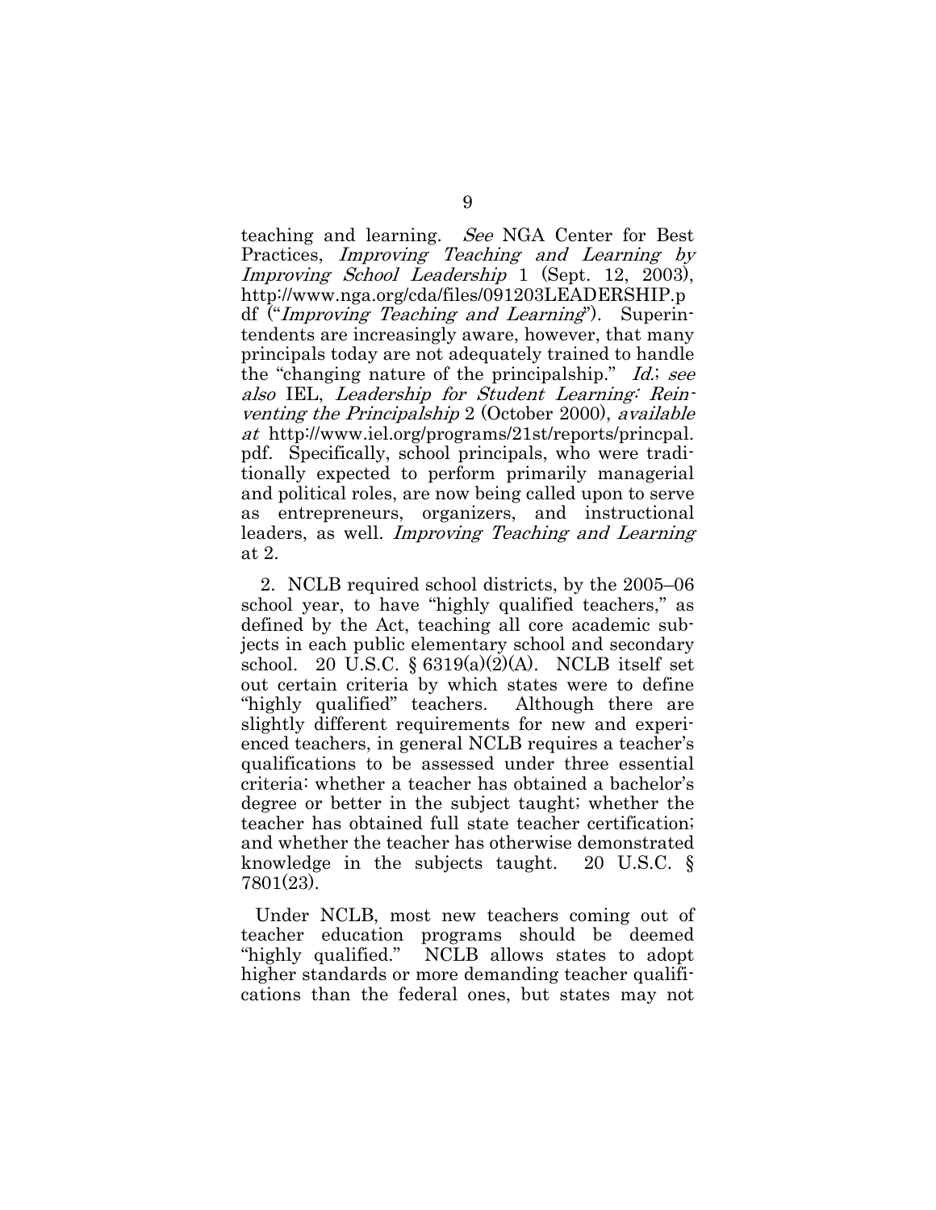teaching and learning. *See* NGA Center for Best Practices, *Improving Teaching and Learning by Improving School Leadership* 1 (Sept. 12, 2003), http://www.nga.org/cda/files/091203LEADERSHIP.pdf ("*Improving Teaching and Learning*"). Superintendents are increasingly aware, however, that many principals today are not adequately trained to handle the "changing nature of the principalship." *Id.*; *see also* IEL, *Leadership for Student Learning: Reinventing the Principalship* 2 (October 2000), *available at* http://www.iel.org/programs/21st/reports/princpal.pdf. Specifically, school principals, who were traditionally expected to perform primarily managerial and political roles, are now being called upon to serve as entrepreneurs, organizers, and instructional leaders, as well. *Improving Teaching and Learning* at 2.

2. NCLB required school districts, by the 2005–06 school year, to have "highly qualified teachers," as defined by the Act, teaching all core academic subjects in each public elementary school and secondary school. 20 U.S.C. § 6319(a)(2)(A). NCLB itself set out certain criteria by which states were to define "highly qualified" teachers. Although there are slightly different requirements for new and experienced teachers, in general NCLB requires a teacher's qualifications to be assessed under three essential criteria: whether a teacher has obtained a bachelor's degree or better in the subject taught; whether the teacher has obtained full state teacher certification; and whether the teacher has otherwise demonstrated knowledge in the subjects taught. 20 U.S.C. § 7801(23).

Under NCLB, most new teachers coming out of teacher education programs should be deemed "highly qualified." NCLB allows states to adopt higher standards or more demanding teacher qualifications than the federal ones, but states may not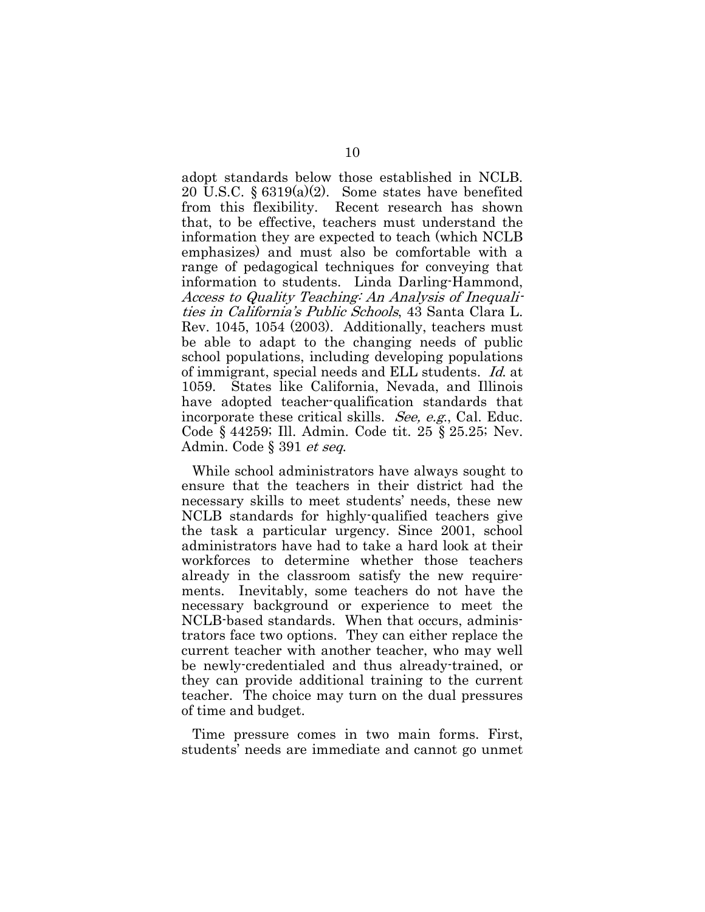adopt standards below those established in NCLB. 20 U.S.C. § 6319(a)(2). Some states have benefited from this flexibility. Recent research has shown that, to be effective, teachers must understand the information they are expected to teach (which NCLB emphasizes) and must also be comfortable with a range of pedagogical techniques for conveying that information to students. Linda Darling-Hammond, *Access to Quality Teaching: An Analysis of Inequalities in California's Public Schools*, 43 Santa Clara L. Rev. 1045, 1054 (2003). Additionally, teachers must be able to adapt to the changing needs of public school populations, including developing populations of immigrant, special needs and ELL students. *Id.* at 1059. States like California, Nevada, and Illinois have adopted teacher-qualification standards that incorporate these critical skills. *See, e.g.*, Cal. Educ. Code § 44259; Ill. Admin. Code tit. 25 § 25.25; Nev. Admin. Code § 391 *et seq.*

While school administrators have always sought to ensure that the teachers in their district had the necessary skills to meet students' needs, these new NCLB standards for highly-qualified teachers give the task a particular urgency. Since 2001, school administrators have had to take a hard look at their workforces to determine whether those teachers already in the classroom satisfy the new requirements. Inevitably, some teachers do not have the necessary background or experience to meet the NCLB-based standards. When that occurs, administrators face two options. They can either replace the current teacher with another teacher, who may well be newly-credentialed and thus already-trained, or they can provide additional training to the current teacher. The choice may turn on the dual pressures of time and budget.

Time pressure comes in two main forms. First, students' needs are immediate and cannot go unmet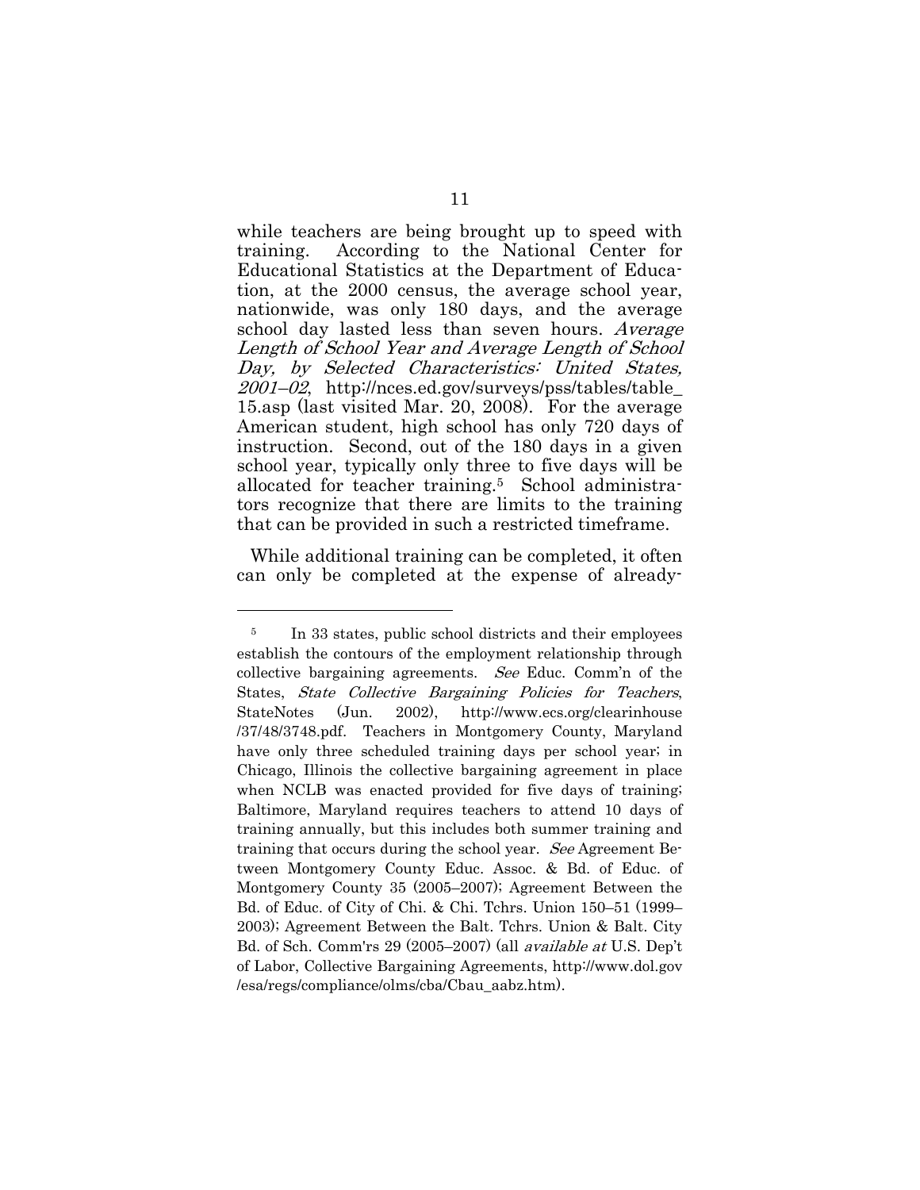while teachers are being brought up to speed with training. According to the National Center for Educational Statistics at the Department of Education, at the 2000 census, the average school year, nationwide, was only 180 days, and the average school day lasted less than seven hours. *Average Length of School Year and Average Length of School Day, by Selected Characteristics: United States, 2001–02*, http://nces.ed.gov/surveys/pss/tables/table_15.asp (last visited Mar. 20, 2008). For the average American student, high school has only 720 days of instruction. Second, out of the 180 days in a given school year, typically only three to five days will be allocated for teacher training.[5] School administrators recognize that there are limits to the training that can be provided in such a restricted timeframe.

While additional training can be completed, it often can only be completed at the expense of already-

---

[5] In 33 states, public school districts and their employees establish the contours of the employment relationship through collective bargaining agreements. *See* Educ. Comm'n of the States, *State Collective Bargaining Policies for Teachers*, StateNotes (Jun. 2002), http://www.ecs.org/clearinhouse/37/48/3748.pdf. Teachers in Montgomery County, Maryland have only three scheduled training days per school year; in Chicago, Illinois the collective bargaining agreement in place when NCLB was enacted provided for five days of training; Baltimore, Maryland requires teachers to attend 10 days of training annually, but this includes both summer training and training that occurs during the school year. *See* Agreement Between Montgomery County Educ. Assoc. & Bd. of Educ. of Montgomery County 35 (2005–2007); Agreement Between the Bd. of Educ. of City of Chi. & Chi. Tchrs. Union 150–51 (1999–2003); Agreement Between the Balt. Tchrs. Union & Balt. City Bd. of Sch. Comm'rs 29 (2005–2007) (all *available at* U.S. Dep't of Labor, Collective Bargaining Agreements, http://www.dol.gov/esa/regs/compliance/olms/cba/Cbau_aabz.htm).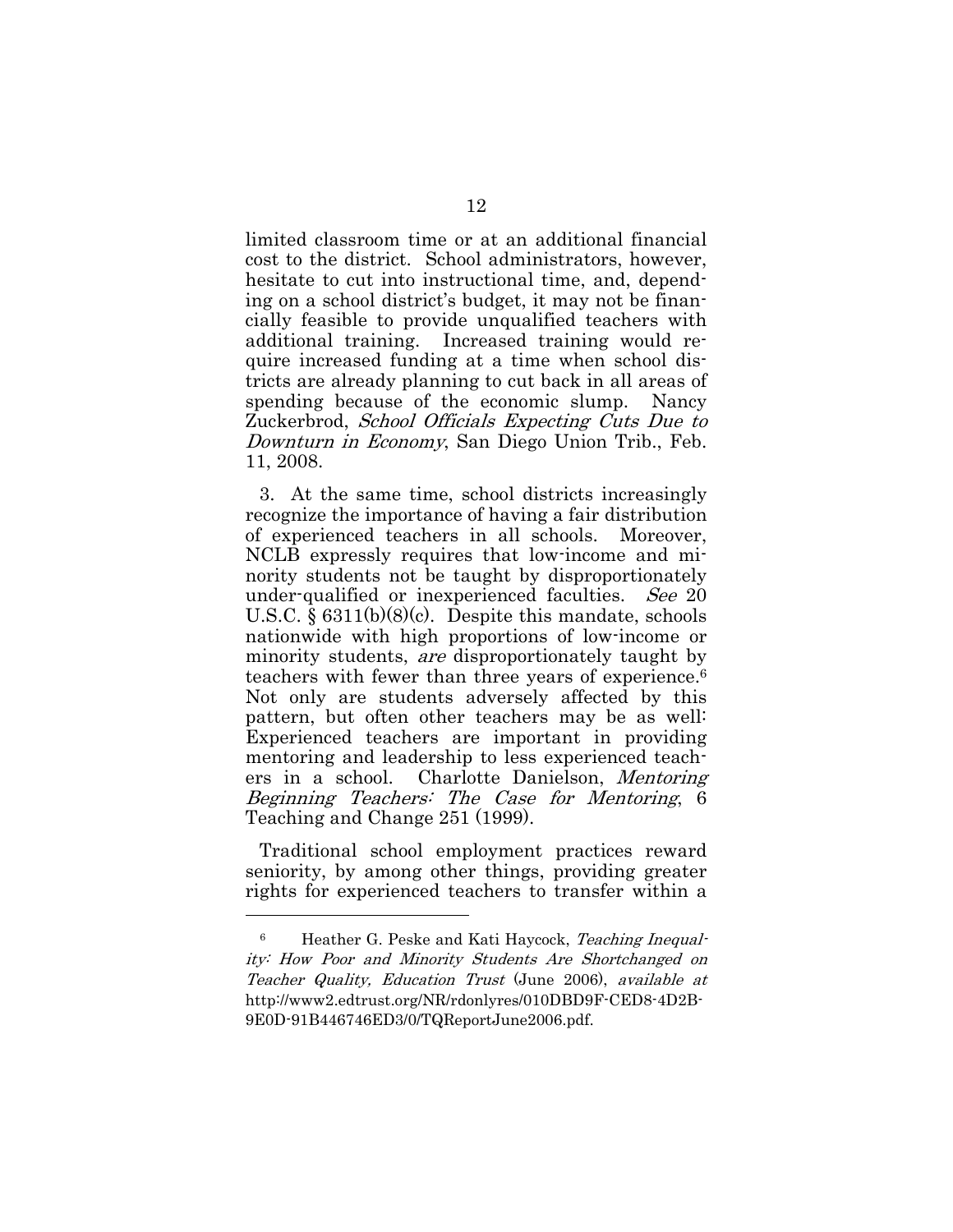limited classroom time or at an additional financial cost to the district. School administrators, however, hesitate to cut into instructional time, and, depending on a school district's budget, it may not be financially feasible to provide unqualified teachers with additional training. Increased training would require increased funding at a time when school districts are already planning to cut back in all areas of spending because of the economic slump. Nancy Zuckerbrod, *School Officials Expecting Cuts Due to Downturn in Economy*, San Diego Union Trib., Feb. 11, 2008.

3. At the same time, school districts increasingly recognize the importance of having a fair distribution of experienced teachers in all schools. Moreover, NCLB expressly requires that low-income and minority students not be taught by disproportionately under-qualified or inexperienced faculties. *See* 20 U.S.C. § 6311(b)(8)(c). Despite this mandate, schools nationwide with high proportions of low-income or minority students, *are* disproportionately taught by teachers with fewer than three years of experience.[6] Not only are students adversely affected by this pattern, but often other teachers may be as well: Experienced teachers are important in providing mentoring and leadership to less experienced teachers in a school. Charlotte Danielson, *Mentoring Beginning Teachers: The Case for Mentoring*, 6 Teaching and Change 251 (1999).

Traditional school employment practices reward seniority, by among other things, providing greater rights for experienced teachers to transfer within a

---

[6] Heather G. Peske and Kati Haycock, *Teaching Inequality: How Poor and Minority Students Are Shortchanged on Teacher Quality, Education Trust* (June 2006), *available at* http://www2.edtrust.org/NR/rdonlyres/010DBD9F-CED8-4D2B-9E0D-91B446746ED3/0/TQReportJune2006.pdf.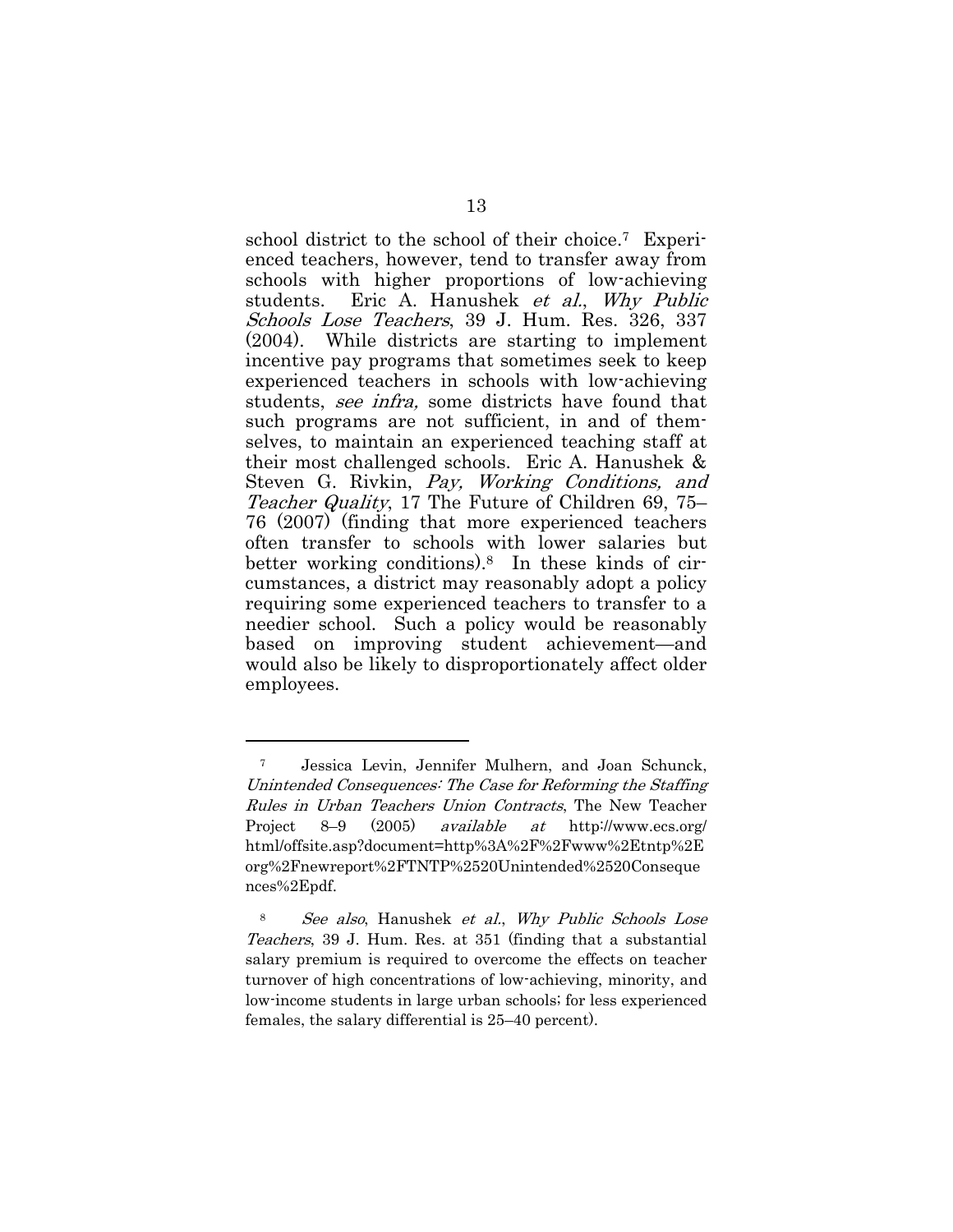school district to the school of their choice.[7] Experienced teachers, however, tend to transfer away from schools with higher proportions of low-achieving students. Eric A. Hanushek *et al.*, *Why Public Schools Lose Teachers*, 39 J. Hum. Res. 326, 337 (2004). While districts are starting to implement incentive pay programs that sometimes seek to keep experienced teachers in schools with low-achieving students, *see infra,* some districts have found that such programs are not sufficient, in and of themselves, to maintain an experienced teaching staff at their most challenged schools. Eric A. Hanushek & Steven G. Rivkin, *Pay, Working Conditions, and Teacher Quality*, 17 The Future of Children 69, 75–76 (2007) (finding that more experienced teachers often transfer to schools with lower salaries but better working conditions).[8] In these kinds of circumstances, a district may reasonably adopt a policy requiring some experienced teachers to transfer to a needier school. Such a policy would be reasonably based on improving student achievement—and would also be likely to disproportionately affect older employees.

---

[7] Jessica Levin, Jennifer Mulhern, and Joan Schunck, *Unintended Consequences: The Case for Reforming the Staffing Rules in Urban Teachers Union Contracts*, The New Teacher Project 8–9 (2005) *available at* http://www.ecs.org/html/offsite.asp?document=http%3A%2F%2Fwww%2Etntp%2Eorg%2Fnewreport%2FTNTP%2520Unintended%2520Consequences%2Epdf.

[8] *See also*, Hanushek *et al.*, *Why Public Schools Lose Teachers*, 39 J. Hum. Res. at 351 (finding that a substantial salary premium is required to overcome the effects on teacher turnover of high concentrations of low-achieving, minority, and low-income students in large urban schools; for less experienced females, the salary differential is 25–40 percent).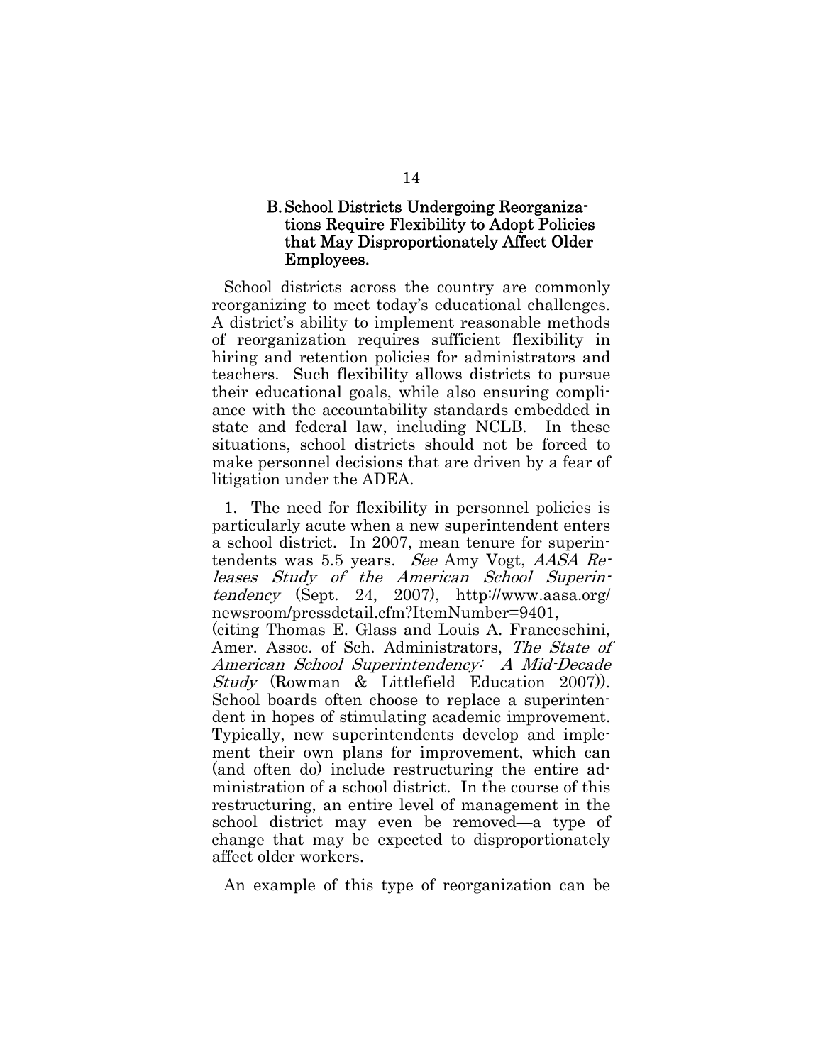### B. School Districts Undergoing Reorganizations Require Flexibility to Adopt Policies that May Disproportionately Affect Older Employees.

School districts across the country are commonly reorganizing to meet today's educational challenges. A district's ability to implement reasonable methods of reorganization requires sufficient flexibility in hiring and retention policies for administrators and teachers. Such flexibility allows districts to pursue their educational goals, while also ensuring compliance with the accountability standards embedded in state and federal law, including NCLB. In these situations, school districts should not be forced to make personnel decisions that are driven by a fear of litigation under the ADEA.

1. The need for flexibility in personnel policies is particularly acute when a new superintendent enters a school district. In 2007, mean tenure for superintendents was 5.5 years. *See* Amy Vogt, *AASA Releases Study of the American School Superintendency* (Sept. 24, 2007), http://www.aasa.org/newsroom/pressdetail.cfm?ItemNumber=9401, (citing Thomas E. Glass and Louis A. Franceschini, Amer. Assoc. of Sch. Administrators, *The State of American School Superintendency: A Mid-Decade Study* (Rowman & Littlefield Education 2007)). School boards often choose to replace a superintendent in hopes of stimulating academic improvement. Typically, new superintendents develop and implement their own plans for improvement, which can (and often do) include restructuring the entire administration of a school district. In the course of this restructuring, an entire level of management in the school district may even be removed—a type of change that may be expected to disproportionately affect older workers.

An example of this type of reorganization can be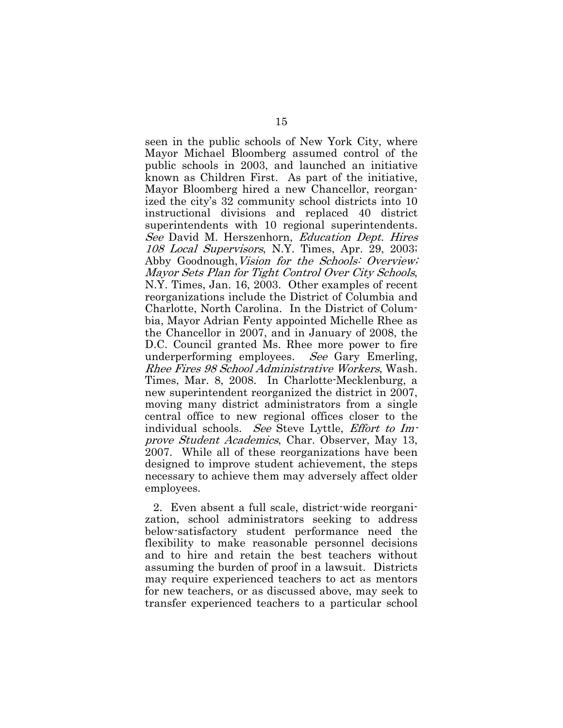seen in the public schools of New York City, where Mayor Michael Bloomberg assumed control of the public schools in 2003, and launched an initiative known as Children First. As part of the initiative, Mayor Bloomberg hired a new Chancellor, reorganized the city's 32 community school districts into 10 instructional divisions and replaced 40 district superintendents with 10 regional superintendents. *See* David M. Herszenhorn, *Education Dept. Hires 108 Local Supervisors*, N.Y. Times, Apr. 29, 2003; Abby Goodnough, *Vision for the Schools: Overview; Mayor Sets Plan for Tight Control Over City Schools*, N.Y. Times, Jan. 16, 2003. Other examples of recent reorganizations include the District of Columbia and Charlotte, North Carolina. In the District of Columbia, Mayor Adrian Fenty appointed Michelle Rhee as the Chancellor in 2007, and in January of 2008, the D.C. Council granted Ms. Rhee more power to fire underperforming employees. *See* Gary Emerling, *Rhee Fires 98 School Administrative Workers*, Wash. Times, Mar. 8, 2008. In Charlotte-Mecklenburg, a new superintendent reorganized the district in 2007, moving many district administrators from a single central office to new regional offices closer to the individual schools. *See* Steve Lyttle, *Effort to Improve Student Academics*, Char. Observer, May 13, 2007. While all of these reorganizations have been designed to improve student achievement, the steps necessary to achieve them may adversely affect older employees.

2. Even absent a full scale, district-wide reorganization, school administrators seeking to address below-satisfactory student performance need the flexibility to make reasonable personnel decisions and to hire and retain the best teachers without assuming the burden of proof in a lawsuit. Districts may require experienced teachers to act as mentors for new teachers, or as discussed above, may seek to transfer experienced teachers to a particular school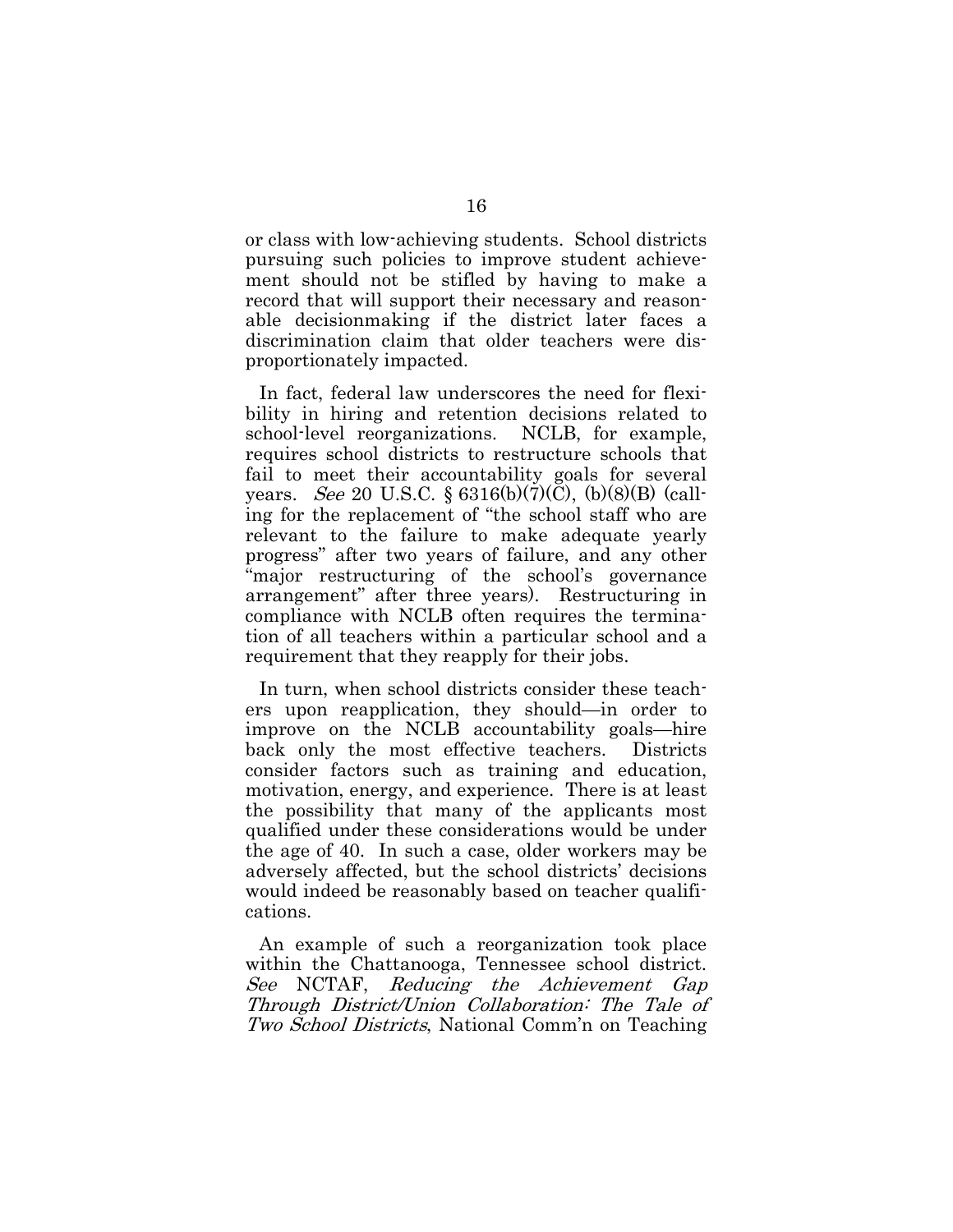or class with low-achieving students. School districts pursuing such policies to improve student achievement should not be stifled by having to make a record that will support their necessary and reasonable decisionmaking if the district later faces a discrimination claim that older teachers were disproportionately impacted.

In fact, federal law underscores the need for flexibility in hiring and retention decisions related to school-level reorganizations. NCLB, for example, requires school districts to restructure schools that fail to meet their accountability goals for several years. *See* 20 U.S.C. § 6316(b)(7)(C), (b)(8)(B) (calling for the replacement of "the school staff who are relevant to the failure to make adequate yearly progress" after two years of failure, and any other "major restructuring of the school's governance arrangement" after three years). Restructuring in compliance with NCLB often requires the termination of all teachers within a particular school and a requirement that they reapply for their jobs.

In turn, when school districts consider these teachers upon reapplication, they should—in order to improve on the NCLB accountability goals—hire back only the most effective teachers. Districts consider factors such as training and education, motivation, energy, and experience. There is at least the possibility that many of the applicants most qualified under these considerations would be under the age of 40. In such a case, older workers may be adversely affected, but the school districts' decisions would indeed be reasonably based on teacher qualifications.

An example of such a reorganization took place within the Chattanooga, Tennessee school district. *See* NCTAF, *Reducing the Achievement Gap Through District/Union Collaboration: The Tale of Two School Districts*, National Comm'n on Teaching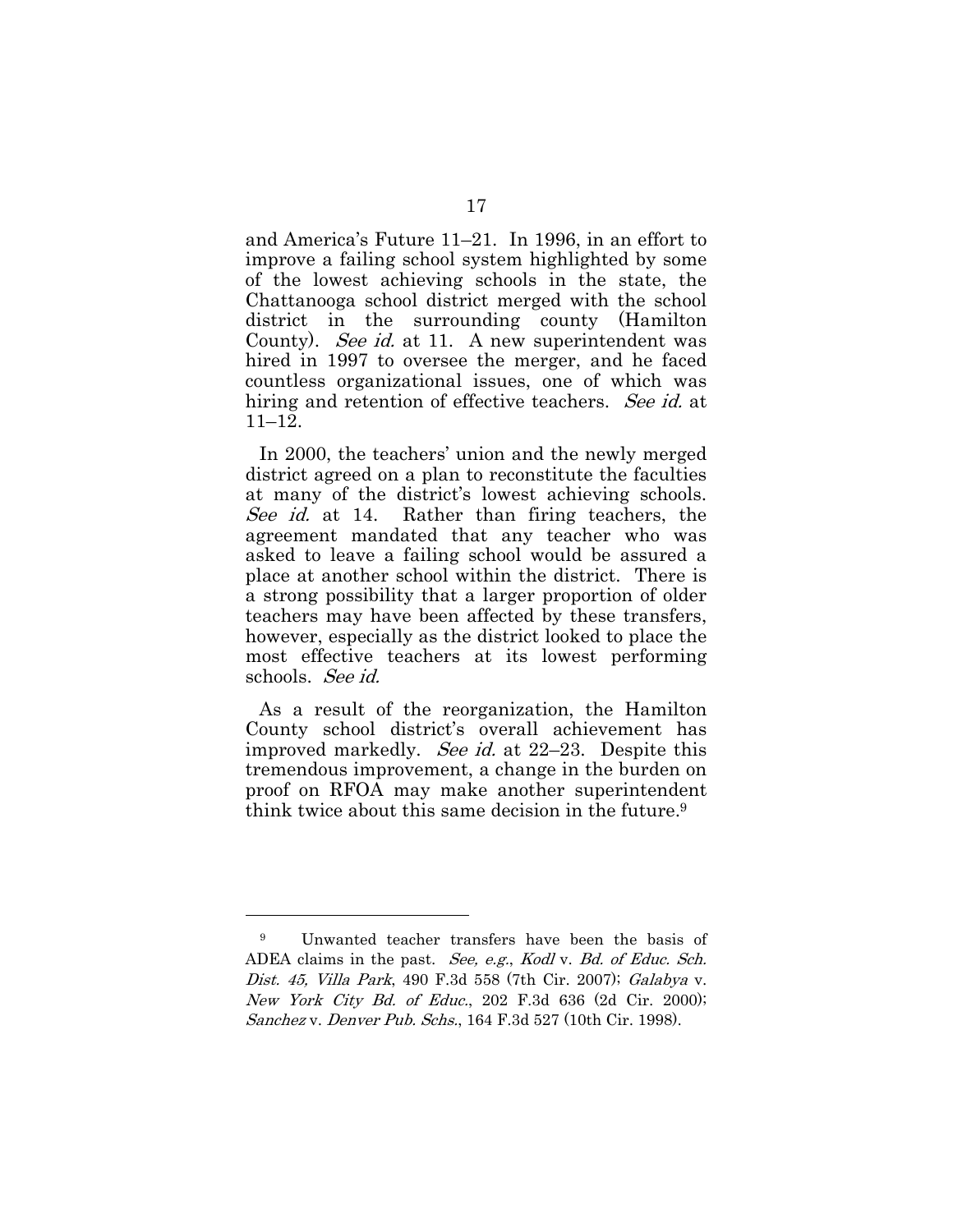and America's Future 11–21. In 1996, in an effort to improve a failing school system highlighted by some of the lowest achieving schools in the state, the Chattanooga school district merged with the school district in the surrounding county (Hamilton County). *See id.* at 11. A new superintendent was hired in 1997 to oversee the merger, and he faced countless organizational issues, one of which was hiring and retention of effective teachers. *See id.* at 11–12.

In 2000, the teachers' union and the newly merged district agreed on a plan to reconstitute the faculties at many of the district's lowest achieving schools. *See id.* at 14. Rather than firing teachers, the agreement mandated that any teacher who was asked to leave a failing school would be assured a place at another school within the district. There is a strong possibility that a larger proportion of older teachers may have been affected by these transfers, however, especially as the district looked to place the most effective teachers at its lowest performing schools. *See id.*

As a result of the reorganization, the Hamilton County school district's overall achievement has improved markedly. *See id.* at 22–23. Despite this tremendous improvement, a change in the burden on proof on RFOA may make another superintendent think twice about this same decision in the future.[9]

---

[9] Unwanted teacher transfers have been the basis of ADEA claims in the past. *See, e.g.*, *Kodl* v. *Bd. of Educ. Sch. Dist. 45, Villa Park*, 490 F.3d 558 (7th Cir. 2007); *Galabya* v. *New York City Bd. of Educ.*, 202 F.3d 636 (2d Cir. 2000); *Sanchez* v. *Denver Pub. Schs.*, 164 F.3d 527 (10th Cir. 1998).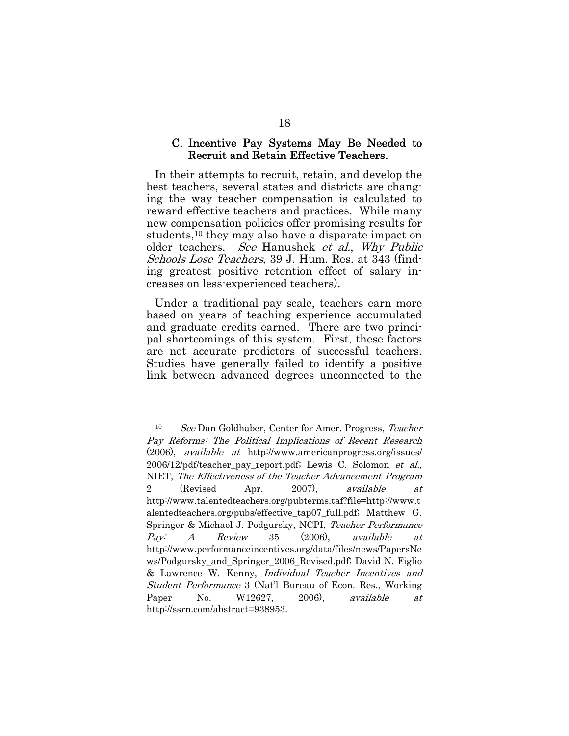### C. Incentive Pay Systems May Be Needed to Recruit and Retain Effective Teachers.

In their attempts to recruit, retain, and develop the best teachers, several states and districts are changing the way teacher compensation is calculated to reward effective teachers and practices. While many new compensation policies offer promising results for students,[10] they may also have a disparate impact on older teachers. *See* Hanushek *et al.*, *Why Public Schools Lose Teachers*, 39 J. Hum. Res. at 343 (finding greatest positive retention effect of salary increases on less-experienced teachers).

Under a traditional pay scale, teachers earn more based on years of teaching experience accumulated and graduate credits earned. There are two principal shortcomings of this system. First, these factors are not accurate predictors of successful teachers. Studies have generally failed to identify a positive link between advanced degrees unconnected to the

---

[10] *See* Dan Goldhaber, Center for Amer. Progress, *Teacher Pay Reforms: The Political Implications of Recent Research* (2006), *available at* http://www.americanprogress.org/issues/2006/12/pdf/teacher_pay_report.pdf; Lewis C. Solomon *et al.*, NIET, *The Effectiveness of the Teacher Advancement Program* 2 (Revised Apr. 2007), *available at* http://www.talentedteachers.org/pubterms.taf?file=http://www.talentedteachers.org/pubs/effective_tap07_full.pdf; Matthew G. Springer & Michael J. Podgursky, NCPI, *Teacher Performance Pay: A Review* 35 (2006), *available at* http://www.performanceincentives.org/data/files/news/PapersNews/Podgursky_and_Springer_2006_Revised.pdf; David N. Figlio & Lawrence W. Kenny, *Individual Teacher Incentives and Student Performance* 3 (Nat'l Bureau of Econ. Res., Working Paper No. W12627, 2006), *available at* http://ssrn.com/abstract=938953.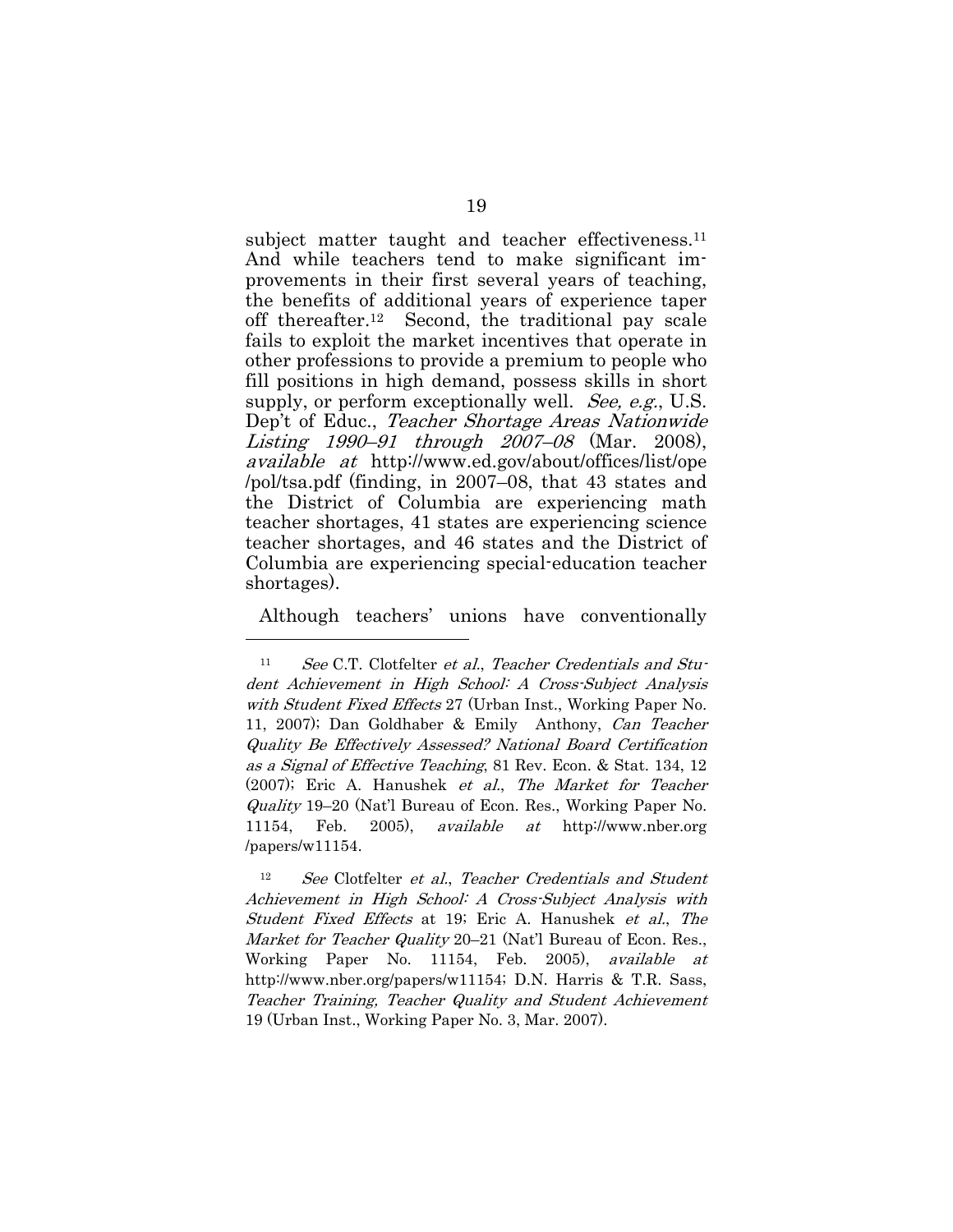subject matter taught and teacher effectiveness.[11] And while teachers tend to make significant improvements in their first several years of teaching, the benefits of additional years of experience taper off thereafter.[12] Second, the traditional pay scale fails to exploit the market incentives that operate in other professions to provide a premium to people who fill positions in high demand, possess skills in short supply, or perform exceptionally well. *See, e.g.*, U.S. Dep't of Educ., *Teacher Shortage Areas Nationwide Listing 1990–91 through 2007–08* (Mar. 2008), *available at* http://www.ed.gov/about/offices/list/ope/pol/tsa.pdf (finding, in 2007–08, that 43 states and the District of Columbia are experiencing math teacher shortages, 41 states are experiencing science teacher shortages, and 46 states and the District of Columbia are experiencing special-education teacher shortages).

Although teachers' unions have conventionally

---

[11] *See* C.T. Clotfelter *et al.*, *Teacher Credentials and Student Achievement in High School: A Cross-Subject Analysis with Student Fixed Effects* 27 (Urban Inst., Working Paper No. 11, 2007); Dan Goldhaber & Emily Anthony, *Can Teacher Quality Be Effectively Assessed? National Board Certification as a Signal of Effective Teaching*, 81 Rev. Econ. & Stat. 134, 12 (2007); Eric A. Hanushek *et al.*, *The Market for Teacher Quality* 19–20 (Nat'l Bureau of Econ. Res., Working Paper No. 11154, Feb. 2005), *available at* http://www.nber.org/papers/w11154.

[12] *See* Clotfelter *et al.*, *Teacher Credentials and Student Achievement in High School: A Cross-Subject Analysis with Student Fixed Effects* at 19; Eric A. Hanushek *et al.*, *The Market for Teacher Quality* 20–21 (Nat'l Bureau of Econ. Res., Working Paper No. 11154, Feb. 2005), *available at* http://www.nber.org/papers/w11154; D.N. Harris & T.R. Sass, *Teacher Training, Teacher Quality and Student Achievement* 19 (Urban Inst., Working Paper No. 3, Mar. 2007).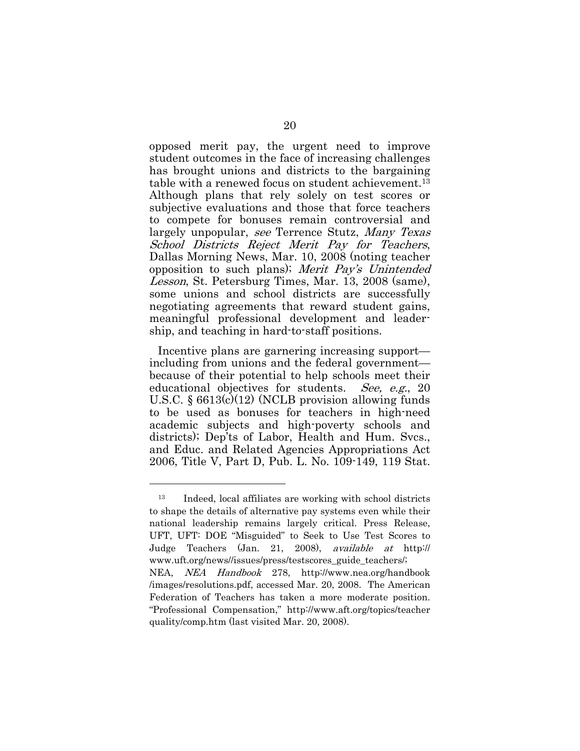opposed merit pay, the urgent need to improve student outcomes in the face of increasing challenges has brought unions and districts to the bargaining table with a renewed focus on student achievement.[13] Although plans that rely solely on test scores or subjective evaluations and those that force teachers to compete for bonuses remain controversial and largely unpopular, *see* Terrence Stutz, *Many Texas School Districts Reject Merit Pay for Teachers*, Dallas Morning News, Mar. 10, 2008 (noting teacher opposition to such plans); *Merit Pay's Unintended Lesson*, St. Petersburg Times, Mar. 13, 2008 (same), some unions and school districts are successfully negotiating agreements that reward student gains, meaningful professional development and leadership, and teaching in hard-to-staff positions.

Incentive plans are garnering increasing support—including from unions and the federal government—because of their potential to help schools meet their educational objectives for students. *See, e.g.*, 20 U.S.C. § 6613(c)(12) (NCLB provision allowing funds to be used as bonuses for teachers in high-need academic subjects and high-poverty schools and districts); Dep'ts of Labor, Health and Hum. Svcs., and Educ. and Related Agencies Appropriations Act 2006, Title V, Part D, Pub. L. No. 109-149, 119 Stat.

---

[13] Indeed, local affiliates are working with school districts to shape the details of alternative pay systems even while their national leadership remains largely critical. Press Release, UFT, UFT: DOE "Misguided" to Seek to Use Test Scores to Judge Teachers (Jan. 21, 2008), *available at* http://www.uft.org/news//issues/press/testscores_guide_teachers/; NEA, *NEA Handbook* 278, http://www.nea.org/handbook/images/resolutions.pdf, accessed Mar. 20, 2008. The American Federation of Teachers has taken a more moderate position. "Professional Compensation," http://www.aft.org/topics/teacherquality/comp.htm (last visited Mar. 20, 2008).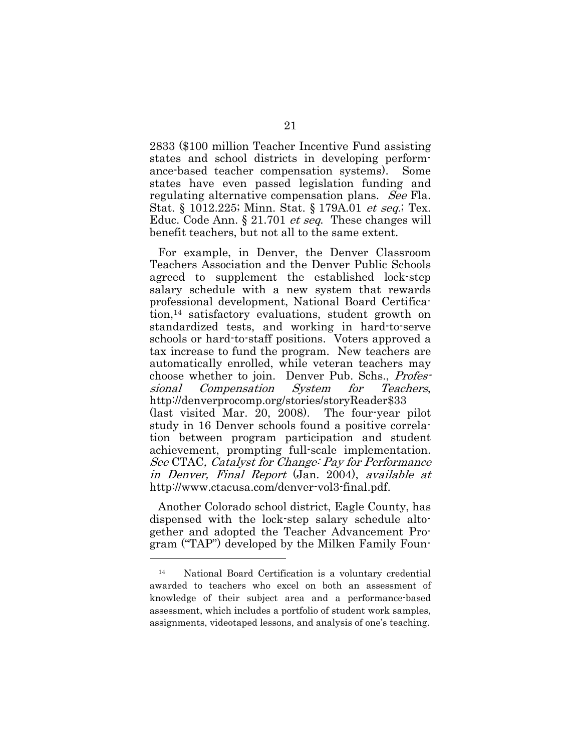2833 ($100 million Teacher Incentive Fund assisting states and school districts in developing performance-based teacher compensation systems). Some states have even passed legislation funding and regulating alternative compensation plans. *See* Fla. Stat. § 1012.225; Minn. Stat. § 179A.01 *et seq.*; Tex. Educ. Code Ann. § 21.701 *et seq*. These changes will benefit teachers, but not all to the same extent.

For example, in Denver, the Denver Classroom Teachers Association and the Denver Public Schools agreed to supplement the established lock-step salary schedule with a new system that rewards professional development, National Board Certification,[14] satisfactory evaluations, student growth on standardized tests, and working in hard-to-serve schools or hard-to-staff positions. Voters approved a tax increase to fund the program. New teachers are automatically enrolled, while veteran teachers may choose whether to join. Denver Pub. Schs., *Professional Compensation System for Teachers*, http://denverprocomp.org/stories/storyReader$33 (last visited Mar. 20, 2008). The four-year pilot study in 16 Denver schools found a positive correlation between program participation and student achievement, prompting full-scale implementation. *See* CTAC, *Catalyst for Change: Pay for Performance in Denver, Final Report* (Jan. 2004), *available at* http://www.ctacusa.com/denver-vol3-final.pdf.

Another Colorado school district, Eagle County, has dispensed with the lock-step salary schedule altogether and adopted the Teacher Advancement Program ("TAP") developed by the Milken Family Foun-

---

[14] National Board Certification is a voluntary credential awarded to teachers who excel on both an assessment of knowledge of their subject area and a performance-based assessment, which includes a portfolio of student work samples, assignments, videotaped lessons, and analysis of one's teaching.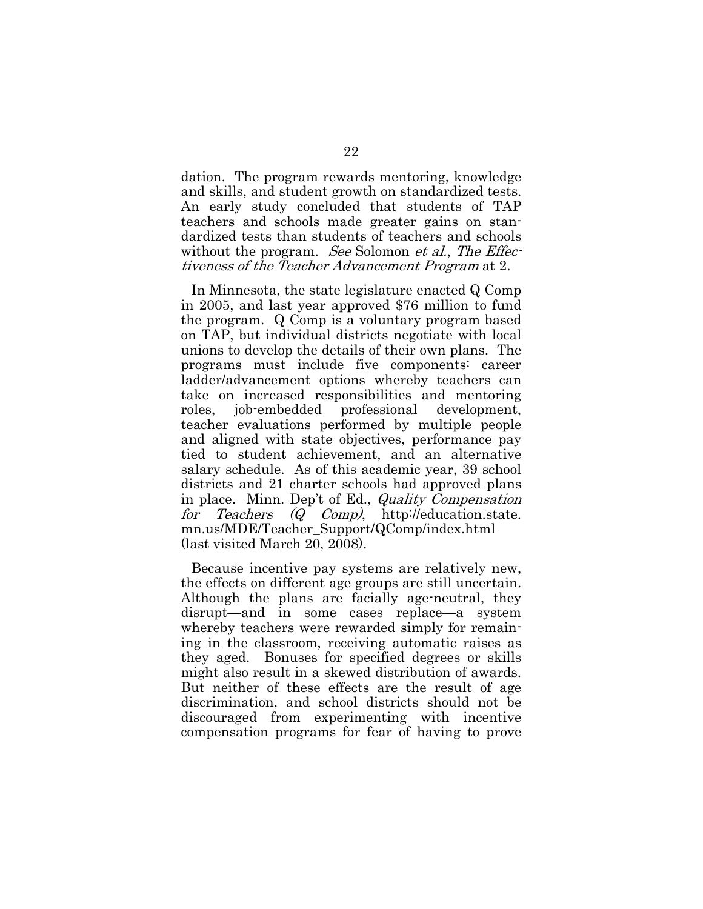dation. The program rewards mentoring, knowledge and skills, and student growth on standardized tests. An early study concluded that students of TAP teachers and schools made greater gains on standardized tests than students of teachers and schools without the program. *See* Solomon *et al.*, *The Effectiveness of the Teacher Advancement Program* at 2.

In Minnesota, the state legislature enacted Q Comp in 2005, and last year approved $76 million to fund the program. Q Comp is a voluntary program based on TAP, but individual districts negotiate with local unions to develop the details of their own plans. The programs must include five components: career ladder/advancement options whereby teachers can take on increased responsibilities and mentoring roles, job-embedded professional development, teacher evaluations performed by multiple people and aligned with state objectives, performance pay tied to student achievement, and an alternative salary schedule. As of this academic year, 39 school districts and 21 charter schools had approved plans in place. Minn. Dep't of Ed., *Quality Compensation for Teachers (Q Comp)*, http://education.state.mn.us/MDE/Teacher_Support/QComp/index.html (last visited March 20, 2008).

Because incentive pay systems are relatively new, the effects on different age groups are still uncertain. Although the plans are facially age-neutral, they disrupt—and in some cases replace—a system whereby teachers were rewarded simply for remaining in the classroom, receiving automatic raises as they aged. Bonuses for specified degrees or skills might also result in a skewed distribution of awards. But neither of these effects are the result of age discrimination, and school districts should not be discouraged from experimenting with incentive compensation programs for fear of having to prove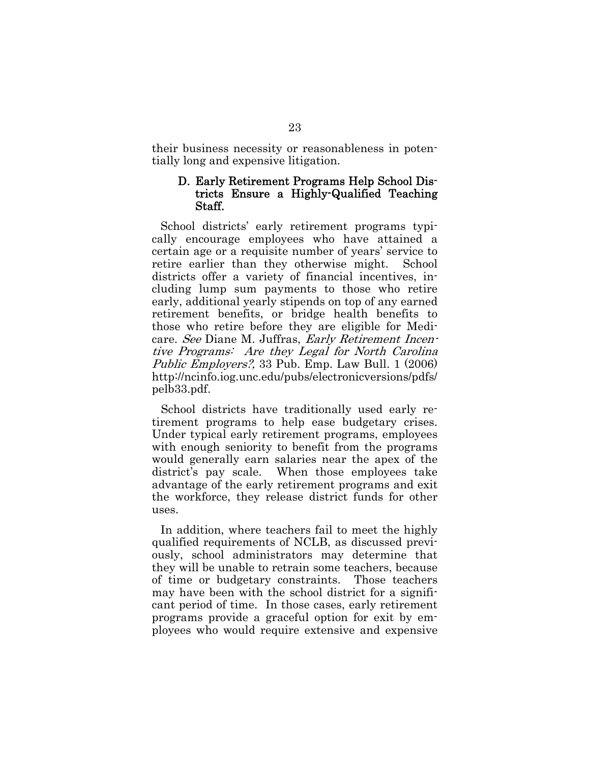their business necessity or reasonableness in potentially long and expensive litigation.

### D. Early Retirement Programs Help School Districts Ensure a Highly-Qualified Teaching Staff.

School districts' early retirement programs typically encourage employees who have attained a certain age or a requisite number of years' service to retire earlier than they otherwise might. School districts offer a variety of financial incentives, including lump sum payments to those who retire early, additional yearly stipends on top of any earned retirement benefits, or bridge health benefits to those who retire before they are eligible for Medicare. *See* Diane M. Juffras, *Early Retirement Incentive Programs: Are they Legal for North Carolina Public Employers?,* 33 Pub. Emp. Law Bull. 1 (2006) http://ncinfo.iog.unc.edu/pubs/electronicversions/pdfs/pelb33.pdf.

School districts have traditionally used early retirement programs to help ease budgetary crises. Under typical early retirement programs, employees with enough seniority to benefit from the programs would generally earn salaries near the apex of the district's pay scale. When those employees take advantage of the early retirement programs and exit the workforce, they release district funds for other uses.

In addition, where teachers fail to meet the highly qualified requirements of NCLB, as discussed previously, school administrators may determine that they will be unable to retrain some teachers, because of time or budgetary constraints. Those teachers may have been with the school district for a significant period of time. In those cases, early retirement programs provide a graceful option for exit by employees who would require extensive and expensive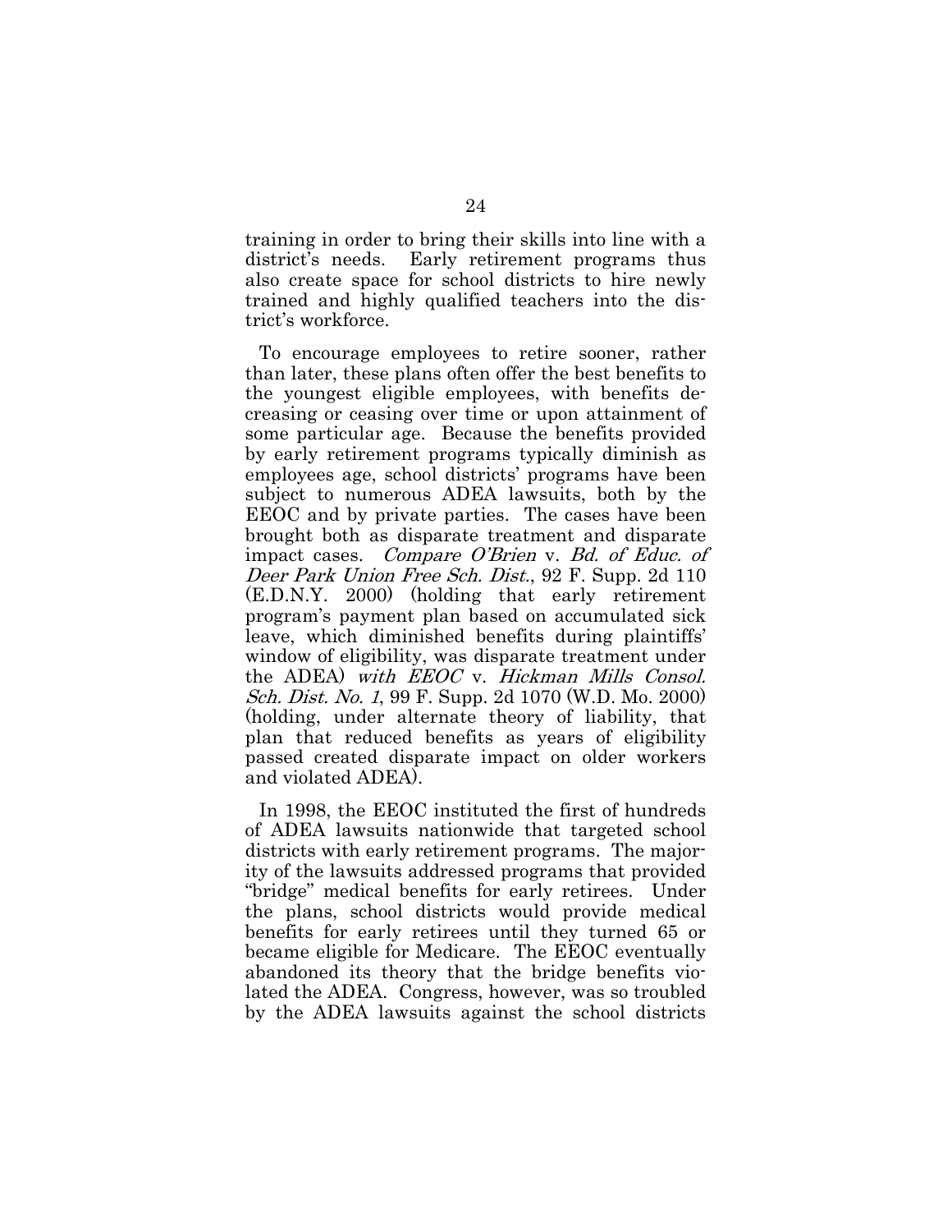training in order to bring their skills into line with a district's needs. Early retirement programs thus also create space for school districts to hire newly trained and highly qualified teachers into the district's workforce.

To encourage employees to retire sooner, rather than later, these plans often offer the best benefits to the youngest eligible employees, with benefits decreasing or ceasing over time or upon attainment of some particular age. Because the benefits provided by early retirement programs typically diminish as employees age, school districts' programs have been subject to numerous ADEA lawsuits, both by the EEOC and by private parties. The cases have been brought both as disparate treatment and disparate impact cases. *Compare O'Brien* v. *Bd. of Educ. of Deer Park Union Free Sch. Dist.*, 92 F. Supp. 2d 110 (E.D.N.Y. 2000) (holding that early retirement program's payment plan based on accumulated sick leave, which diminished benefits during plaintiffs' window of eligibility, was disparate treatment under the ADEA) *with EEOC* v. *Hickman Mills Consol. Sch. Dist. No. 1*, 99 F. Supp. 2d 1070 (W.D. Mo. 2000) (holding, under alternate theory of liability, that plan that reduced benefits as years of eligibility passed created disparate impact on older workers and violated ADEA).

In 1998, the EEOC instituted the first of hundreds of ADEA lawsuits nationwide that targeted school districts with early retirement programs. The majority of the lawsuits addressed programs that provided "bridge" medical benefits for early retirees. Under the plans, school districts would provide medical benefits for early retirees until they turned 65 or became eligible for Medicare. The EEOC eventually abandoned its theory that the bridge benefits violated the ADEA. Congress, however, was so troubled by the ADEA lawsuits against the school districts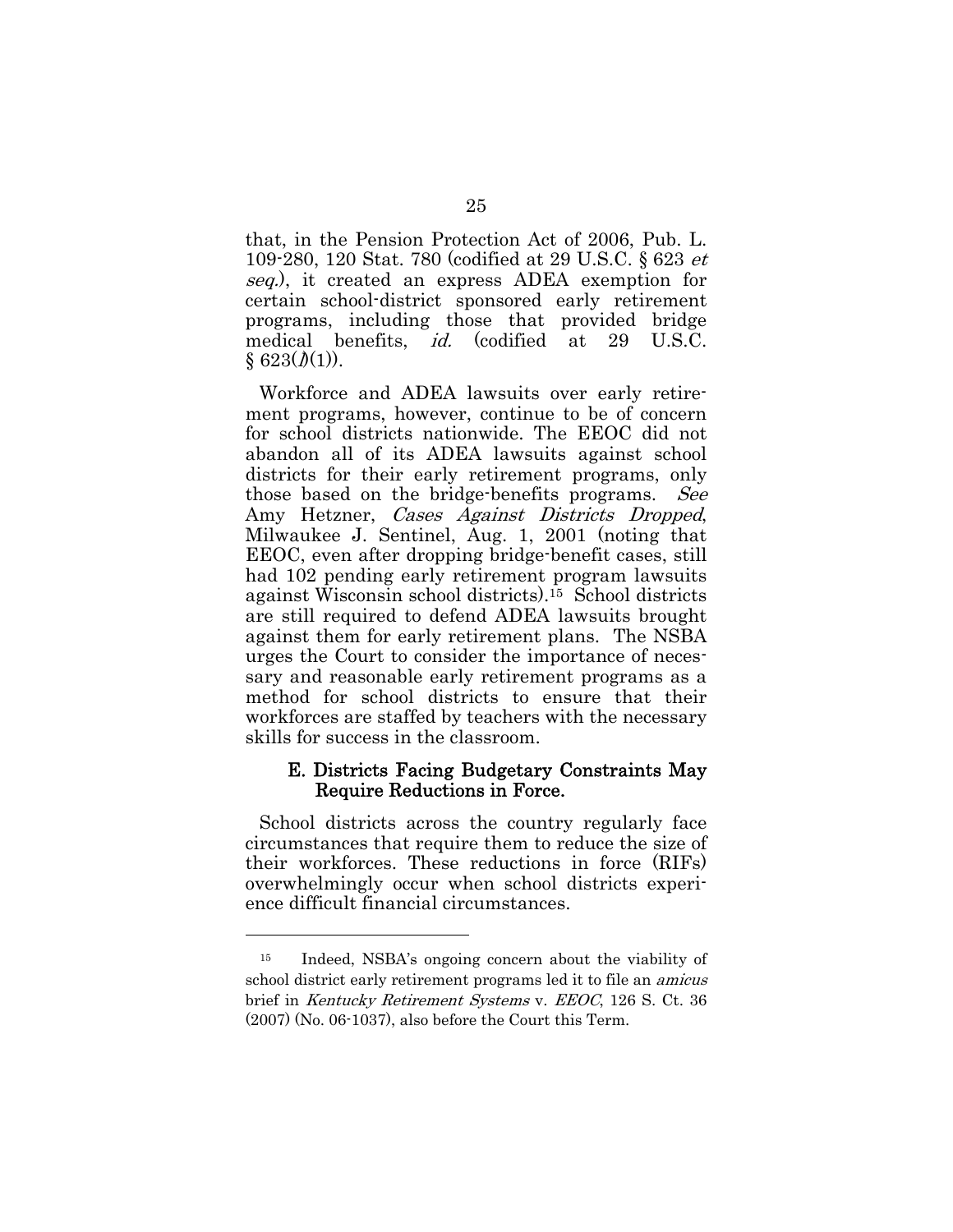that, in the Pension Protection Act of 2006, Pub. L. 109-280, 120 Stat. 780 (codified at 29 U.S.C. § 623 *et seq.*), it created an express ADEA exemption for certain school-district sponsored early retirement programs, including those that provided bridge medical benefits, *id.* (codified at 29 U.S.C. § 623(*l*)(1)).

Workforce and ADEA lawsuits over early retirement programs, however, continue to be of concern for school districts nationwide. The EEOC did not abandon all of its ADEA lawsuits against school districts for their early retirement programs, only those based on the bridge-benefits programs. *See* Amy Hetzner, *Cases Against Districts Dropped*, Milwaukee J. Sentinel, Aug. 1, 2001 (noting that EEOC, even after dropping bridge-benefit cases, still had 102 pending early retirement program lawsuits against Wisconsin school districts).[15] School districts are still required to defend ADEA lawsuits brought against them for early retirement plans. The NSBA urges the Court to consider the importance of necessary and reasonable early retirement programs as a method for school districts to ensure that their workforces are staffed by teachers with the necessary skills for success in the classroom.

### E. Districts Facing Budgetary Constraints May Require Reductions in Force.

School districts across the country regularly face circumstances that require them to reduce the size of their workforces. These reductions in force (RIFs) overwhelmingly occur when school districts experience difficult financial circumstances.

---

[15] Indeed, NSBA's ongoing concern about the viability of school district early retirement programs led it to file an *amicus* brief in *Kentucky Retirement Systems* v. *EEOC*, 126 S. Ct. 36 (2007) (No. 06-1037), also before the Court this Term.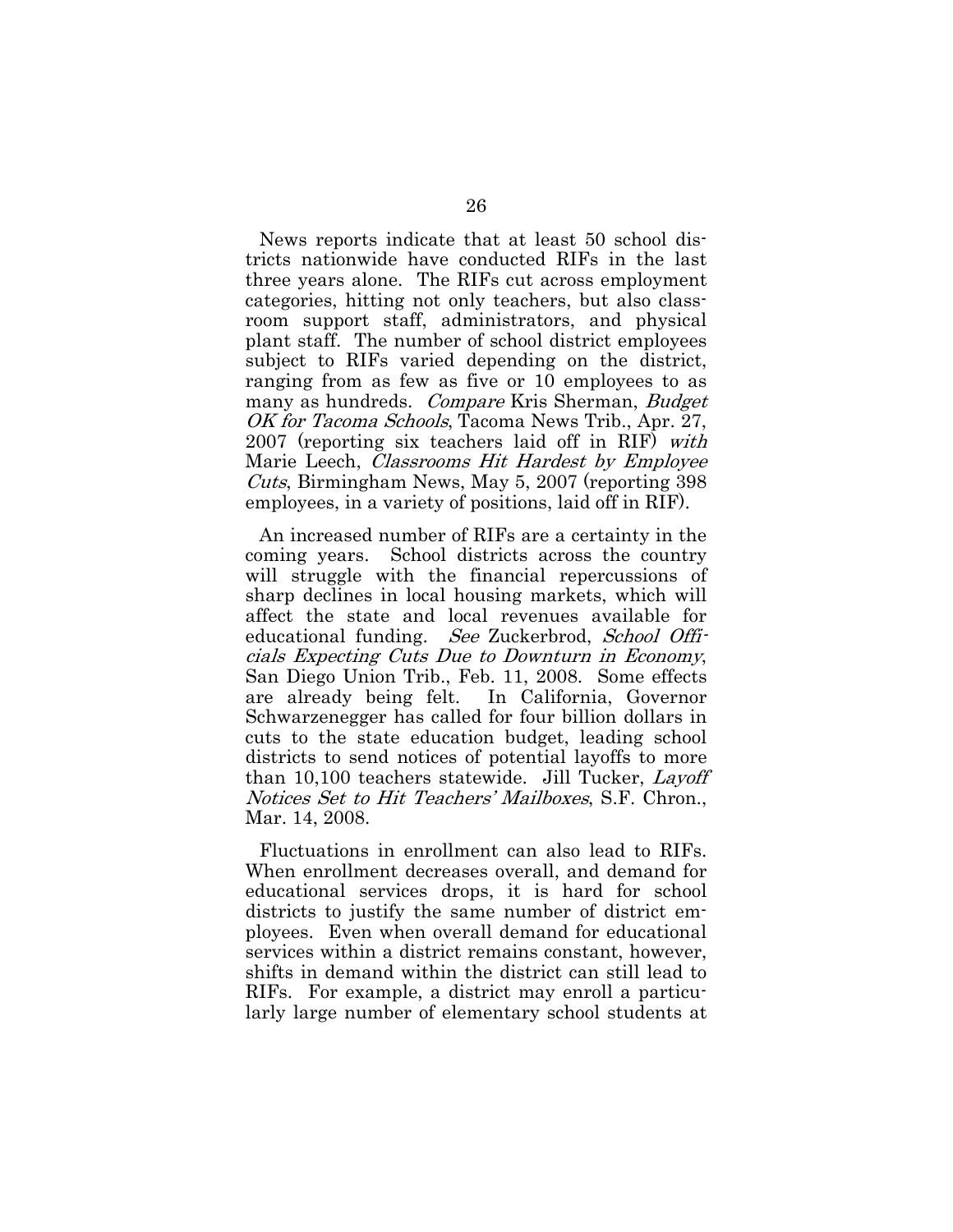News reports indicate that at least 50 school districts nationwide have conducted RIFs in the last three years alone. The RIFs cut across employment categories, hitting not only teachers, but also classroom support staff, administrators, and physical plant staff. The number of school district employees subject to RIFs varied depending on the district, ranging from as few as five or 10 employees to as many as hundreds. *Compare* Kris Sherman, *Budget OK for Tacoma Schools*, Tacoma News Trib., Apr. 27, 2007 (reporting six teachers laid off in RIF) *with* Marie Leech, *Classrooms Hit Hardest by Employee Cuts*, Birmingham News, May 5, 2007 (reporting 398 employees, in a variety of positions, laid off in RIF).

An increased number of RIFs are a certainty in the coming years. School districts across the country will struggle with the financial repercussions of sharp declines in local housing markets, which will affect the state and local revenues available for educational funding. *See* Zuckerbrod, *School Officials Expecting Cuts Due to Downturn in Economy*, San Diego Union Trib., Feb. 11, 2008. Some effects are already being felt. In California, Governor Schwarzenegger has called for four billion dollars in cuts to the state education budget, leading school districts to send notices of potential layoffs to more than 10,100 teachers statewide. Jill Tucker, *Layoff Notices Set to Hit Teachers' Mailboxes*, S.F. Chron., Mar. 14, 2008.

Fluctuations in enrollment can also lead to RIFs. When enrollment decreases overall, and demand for educational services drops, it is hard for school districts to justify the same number of district employees. Even when overall demand for educational services within a district remains constant, however, shifts in demand within the district can still lead to RIFs. For example, a district may enroll a particularly large number of elementary school students at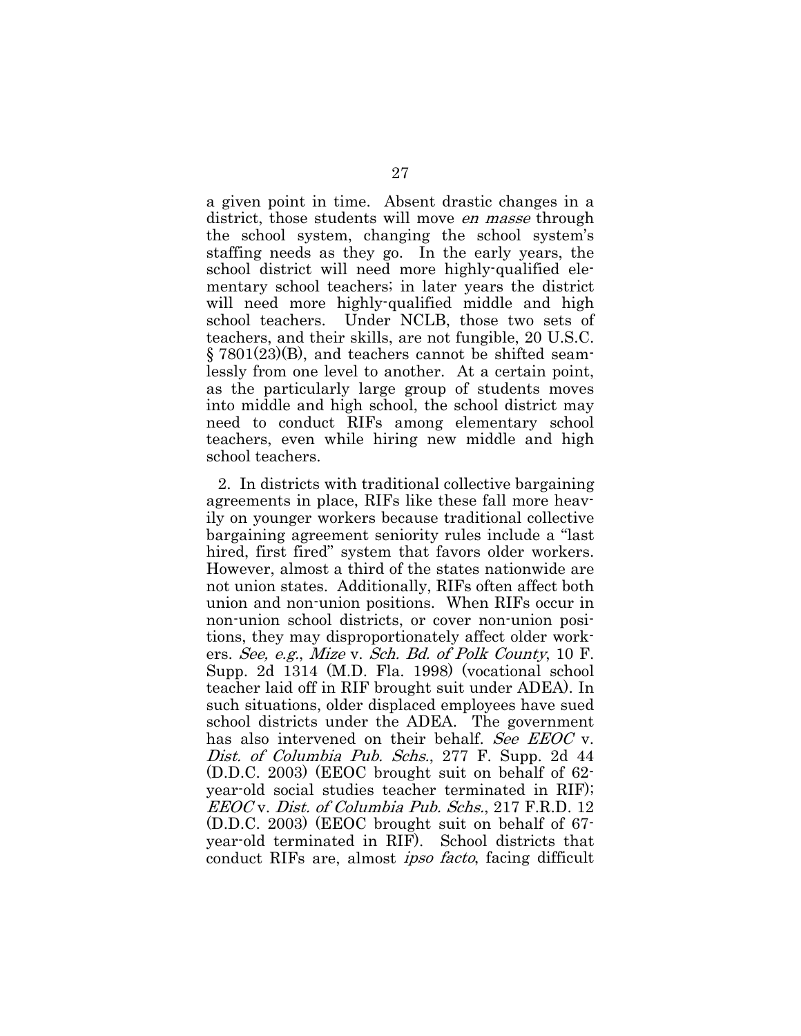a given point in time. Absent drastic changes in a district, those students will move *en masse* through the school system, changing the school system's staffing needs as they go. In the early years, the school district will need more highly-qualified elementary school teachers; in later years the district will need more highly-qualified middle and high school teachers. Under NCLB, those two sets of teachers, and their skills, are not fungible, 20 U.S.C. § 7801(23)(B), and teachers cannot be shifted seamlessly from one level to another. At a certain point, as the particularly large group of students moves into middle and high school, the school district may need to conduct RIFs among elementary school teachers, even while hiring new middle and high school teachers.

2. In districts with traditional collective bargaining agreements in place, RIFs like these fall more heavily on younger workers because traditional collective bargaining agreement seniority rules include a "last hired, first fired" system that favors older workers. However, almost a third of the states nationwide are not union states. Additionally, RIFs often affect both union and non-union positions. When RIFs occur in non-union school districts, or cover non-union positions, they may disproportionately affect older workers. *See, e.g.*, *Mize* v. *Sch. Bd. of Polk County*, 10 F. Supp. 2d 1314 (M.D. Fla. 1998) (vocational school teacher laid off in RIF brought suit under ADEA). In such situations, older displaced employees have sued school districts under the ADEA. The government has also intervened on their behalf. *See EEOC* v. *Dist. of Columbia Pub. Schs.*, 277 F. Supp. 2d 44 (D.D.C. 2003) (EEOC brought suit on behalf of 62-year-old social studies teacher terminated in RIF); *EEOC* v. *Dist. of Columbia Pub. Schs.*, 217 F.R.D. 12 (D.D.C. 2003) (EEOC brought suit on behalf of 67-year-old terminated in RIF). School districts that conduct RIFs are, almost *ipso facto*, facing difficult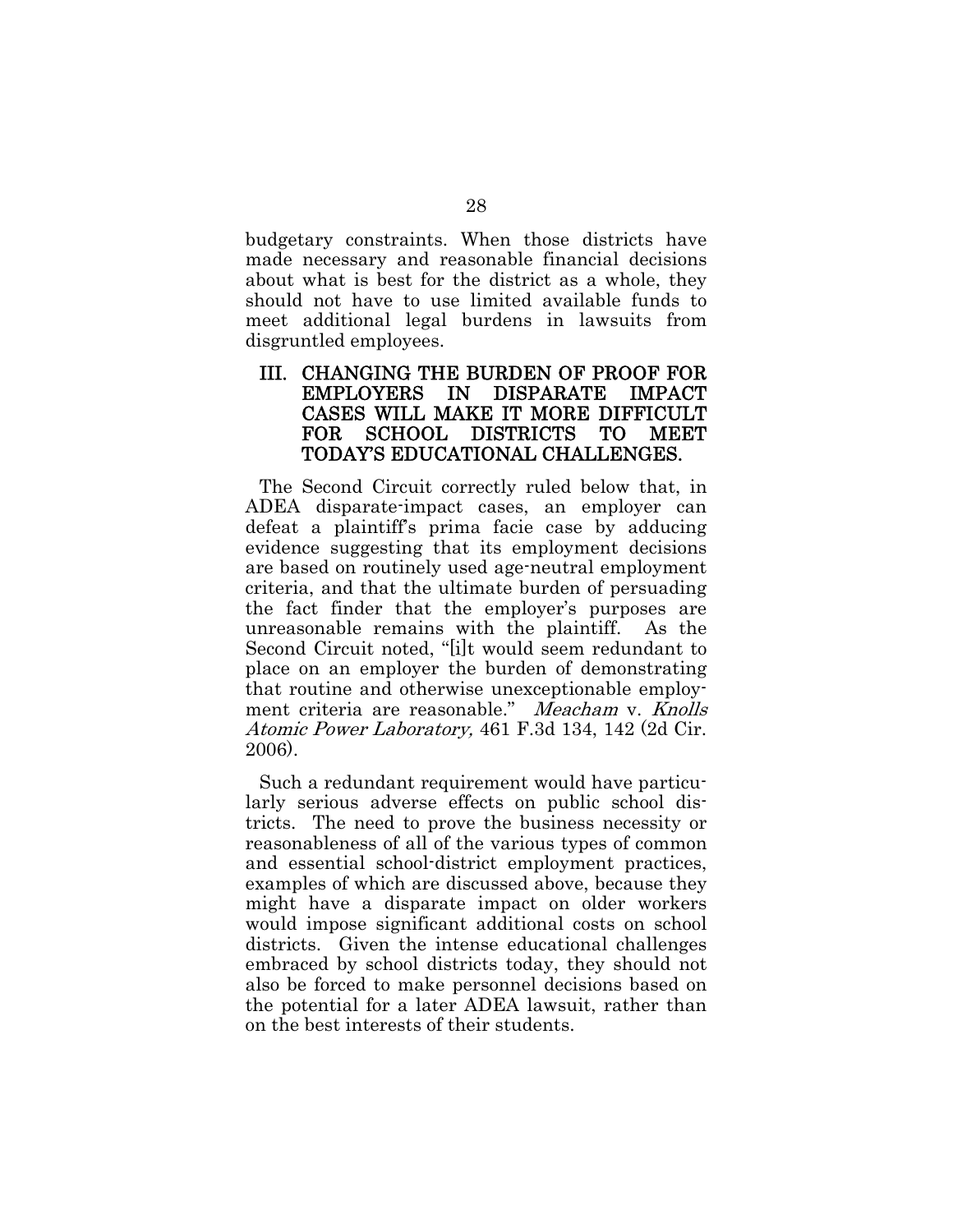budgetary constraints. When those districts have made necessary and reasonable financial decisions about what is best for the district as a whole, they should not have to use limited available funds to meet additional legal burdens in lawsuits from disgruntled employees.

## III. CHANGING THE BURDEN OF PROOF FOR EMPLOYERS IN DISPARATE IMPACT CASES WILL MAKE IT MORE DIFFICULT FOR SCHOOL DISTRICTS TO MEET TODAY'S EDUCATIONAL CHALLENGES.

The Second Circuit correctly ruled below that, in ADEA disparate-impact cases, an employer can defeat a plaintiff's prima facie case by adducing evidence suggesting that its employment decisions are based on routinely used age-neutral employment criteria, and that the ultimate burden of persuading the fact finder that the employer's purposes are unreasonable remains with the plaintiff. As the Second Circuit noted, "[i]t would seem redundant to place on an employer the burden of demonstrating that routine and otherwise unexceptionable employment criteria are reasonable." *Meacham* v. *Knolls Atomic Power Laboratory,* 461 F.3d 134, 142 (2d Cir. 2006).

Such a redundant requirement would have particularly serious adverse effects on public school districts. The need to prove the business necessity or reasonableness of all of the various types of common and essential school-district employment practices, examples of which are discussed above, because they might have a disparate impact on older workers would impose significant additional costs on school districts. Given the intense educational challenges embraced by school districts today, they should not also be forced to make personnel decisions based on the potential for a later ADEA lawsuit, rather than on the best interests of their students.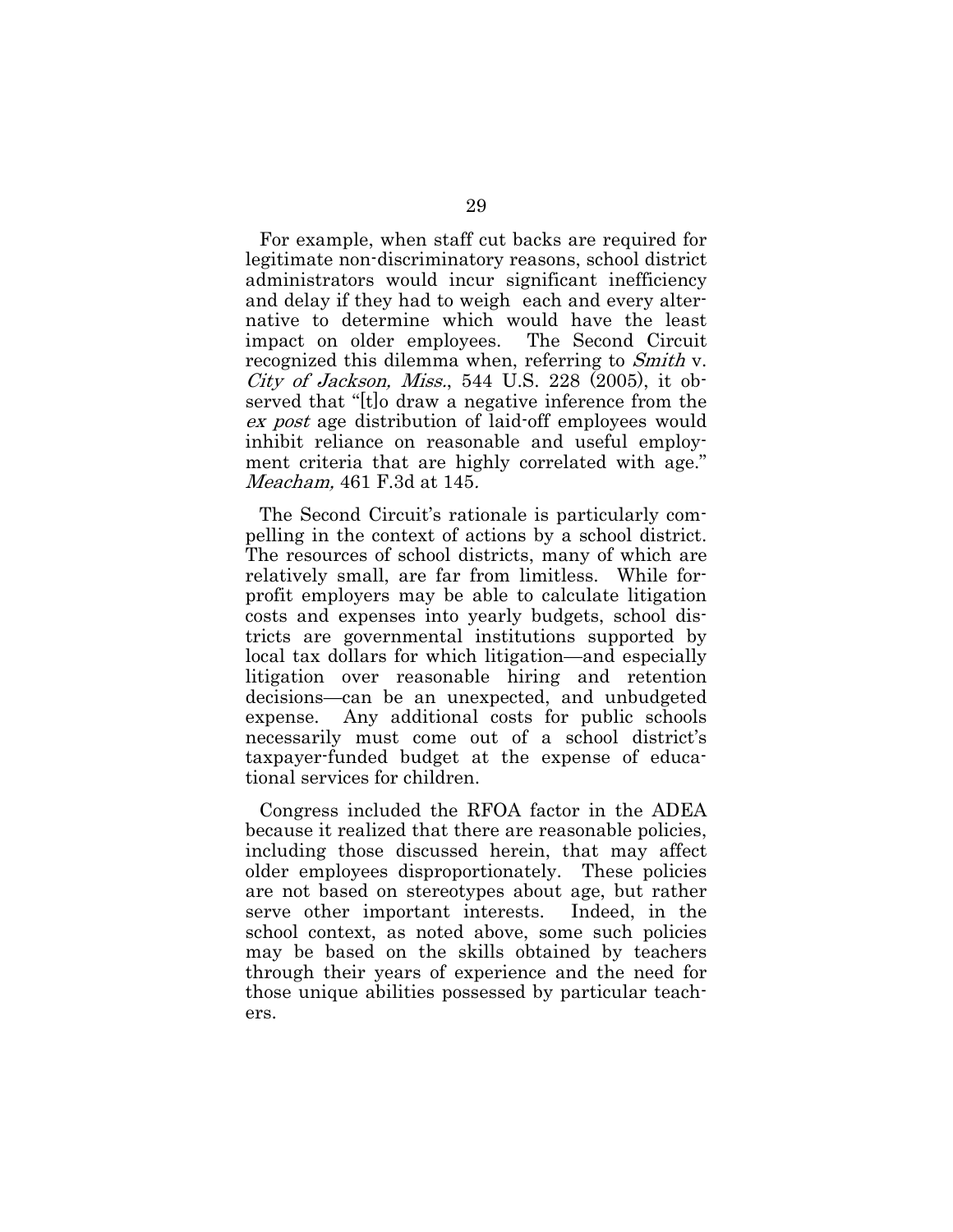For example, when staff cut backs are required for legitimate non-discriminatory reasons, school district administrators would incur significant inefficiency and delay if they had to weigh each and every alternative to determine which would have the least impact on older employees. The Second Circuit recognized this dilemma when, referring to *Smith* v. *City of Jackson, Miss.*, 544 U.S. 228 (2005), it observed that "[t]o draw a negative inference from the *ex post* age distribution of laid-off employees would inhibit reliance on reasonable and useful employment criteria that are highly correlated with age." *Meacham,* 461 F.3d at 145.

The Second Circuit's rationale is particularly compelling in the context of actions by a school district. The resources of school districts, many of which are relatively small, are far from limitless. While for-profit employers may be able to calculate litigation costs and expenses into yearly budgets, school districts are governmental institutions supported by local tax dollars for which litigation—and especially litigation over reasonable hiring and retention decisions—can be an unexpected, and unbudgeted expense. Any additional costs for public schools necessarily must come out of a school district's taxpayer-funded budget at the expense of educational services for children.

Congress included the RFOA factor in the ADEA because it realized that there are reasonable policies, including those discussed herein, that may affect older employees disproportionately. These policies are not based on stereotypes about age, but rather serve other important interests. Indeed, in the school context, as noted above, some such policies may be based on the skills obtained by teachers through their years of experience and the need for those unique abilities possessed by particular teachers.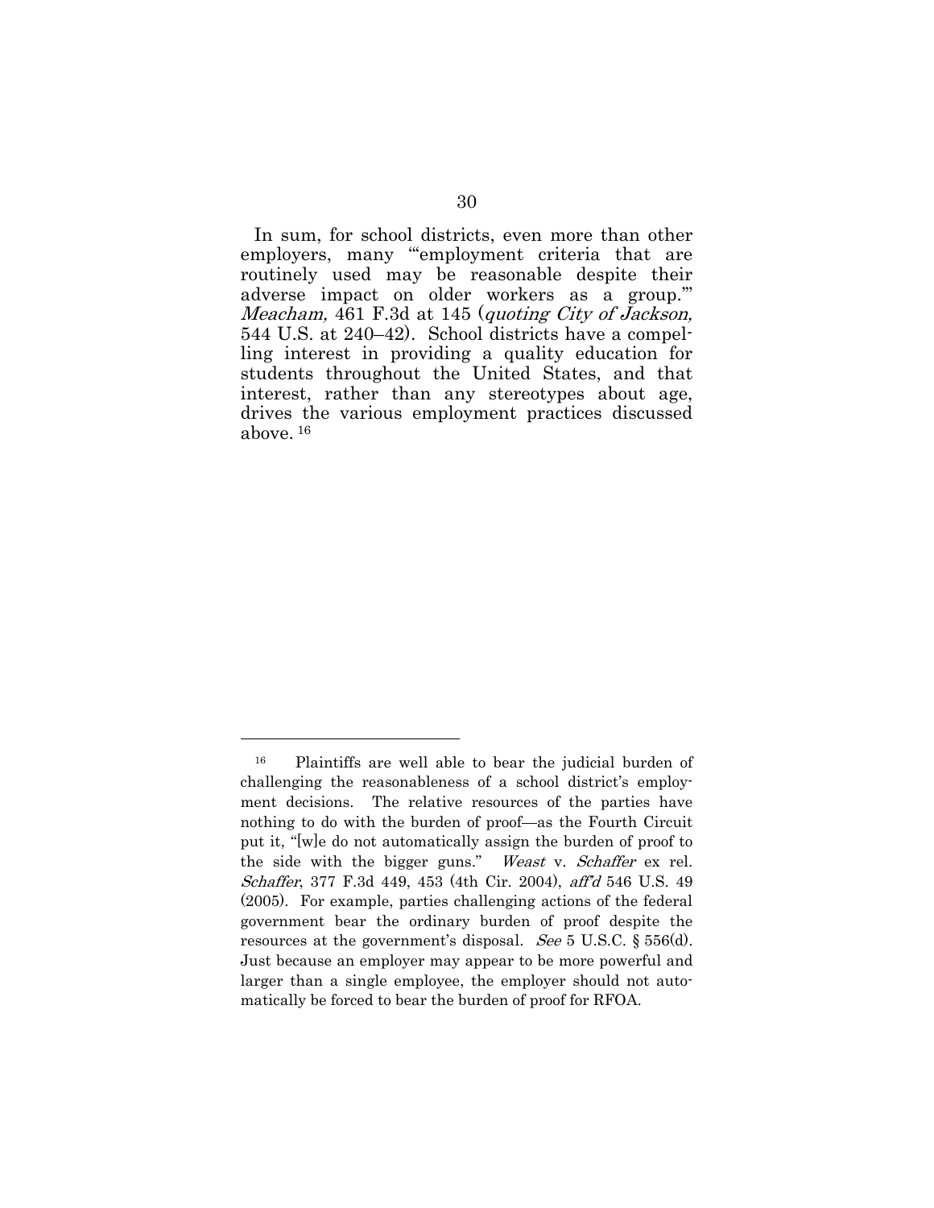In sum, for school districts, even more than other employers, many "'employment criteria that are routinely used may be reasonable despite their adverse impact on older workers as a group.'" *Meacham,* 461 F.3d at 145 (*quoting City of Jackson,* 544 U.S. at 240–42). School districts have a compelling interest in providing a quality education for students throughout the United States, and that interest, rather than any stereotypes about age, drives the various employment practices discussed above. [16]

---

[16] Plaintiffs are well able to bear the judicial burden of challenging the reasonableness of a school district's employment decisions. The relative resources of the parties have nothing to do with the burden of proof—as the Fourth Circuit put it, "[w]e do not automatically assign the burden of proof to the side with the bigger guns." *Weast* v. *Schaffer* ex rel. *Schaffer*, 377 F.3d 449, 453 (4th Cir. 2004), *aff'd* 546 U.S. 49 (2005). For example, parties challenging actions of the federal government bear the ordinary burden of proof despite the resources at the government's disposal. *See* 5 U.S.C. § 556(d). Just because an employer may appear to be more powerful and larger than a single employee, the employer should not automatically be forced to bear the burden of proof for RFOA.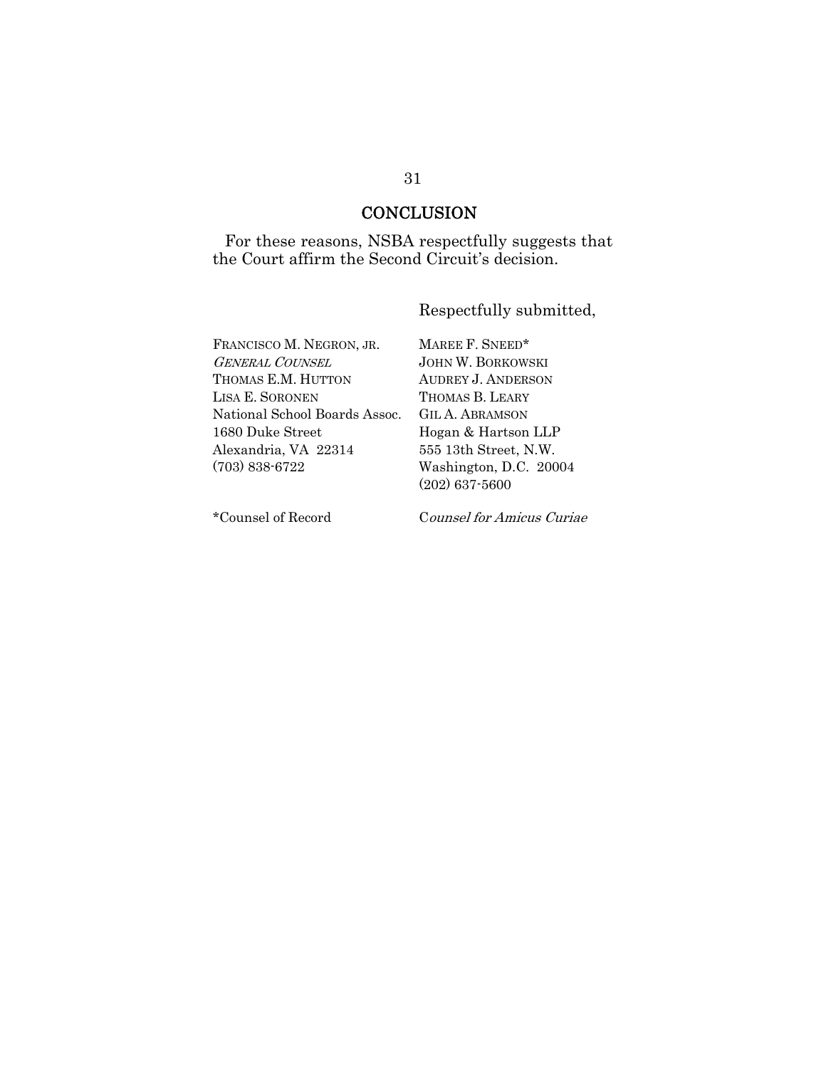## CONCLUSION

For these reasons, NSBA respectfully suggests that the Court affirm the Second Circuit's decision.

Respectfully submitted,

FRANCISCO M. NEGRON, JR.
*GENERAL COUNSEL*
THOMAS E.M. HUTTON
LISA E. SORONEN
National School Boards Assoc.
1680 Duke Street
Alexandria, VA 22314
(703) 838-6722

MAREE F. SNEED*
JOHN W. BORKOWSKI
AUDREY J. ANDERSON
THOMAS B. LEARY
GIL A. ABRAMSON
Hogan & Hartson LLP
555 13th Street, N.W.
Washington, D.C. 20004
(202) 637-5600

*Counsel of Record

*Counsel for Amicus Curiae*